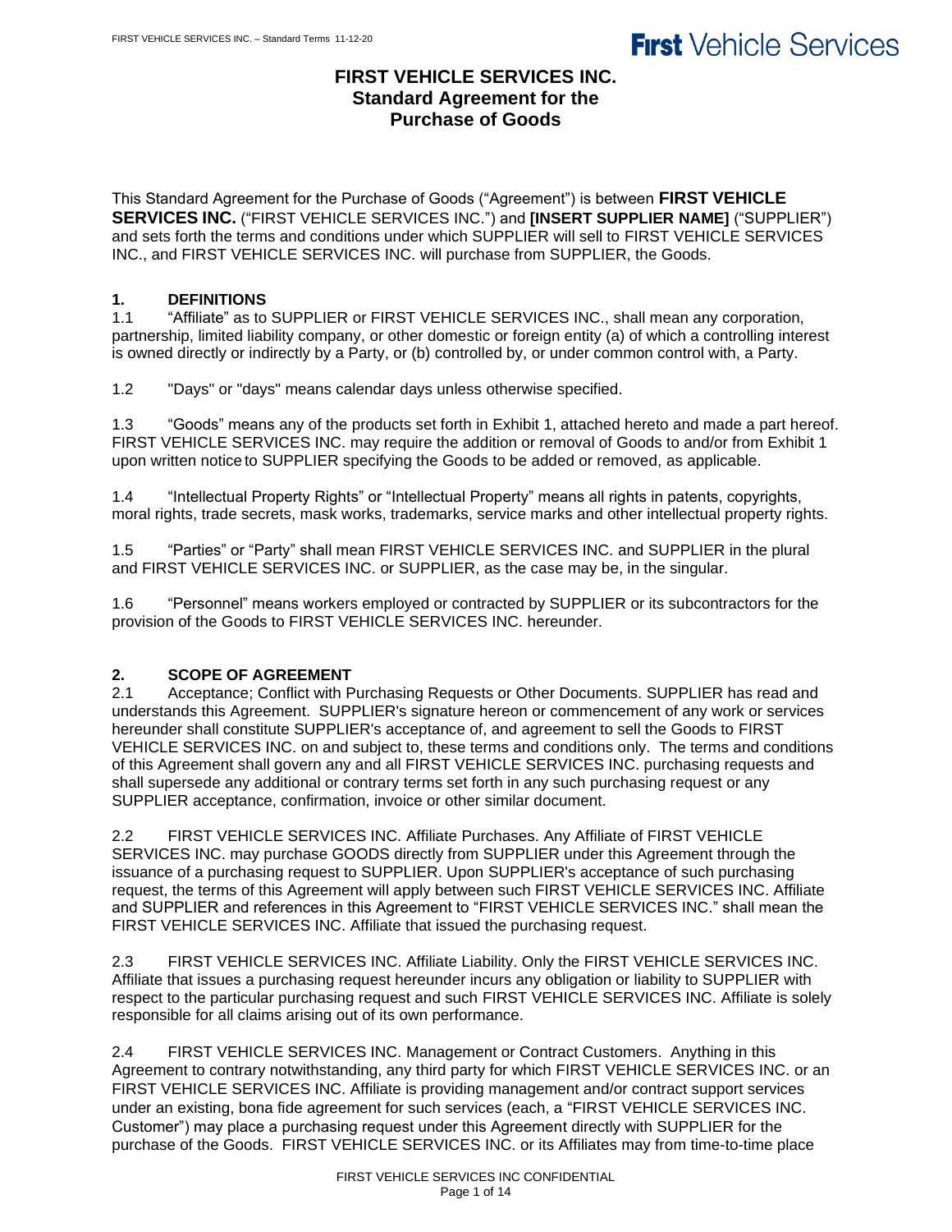# FIRST VEHICLE SERVICES INC.
# Standard Agreement for the Purchase of Goods

This Standard Agreement for the Purchase of Goods ("Agreement") is between **FIRST VEHICLE SERVICES INC.** ("FIRST VEHICLE SERVICES INC.") and **[INSERT SUPPLIER NAME]** ("SUPPLIER") and sets forth the terms and conditions under which SUPPLIER will sell to FIRST VEHICLE SERVICES INC., and FIRST VEHICLE SERVICES INC. will purchase from SUPPLIER, the Goods.

## 1. DEFINITIONS

1.1 "Affiliate" as to SUPPLIER or FIRST VEHICLE SERVICES INC., shall mean any corporation, partnership, limited liability company, or other domestic or foreign entity (a) of which a controlling interest is owned directly or indirectly by a Party, or (b) controlled by, or under common control with, a Party.

1.2 "Days" or "days" means calendar days unless otherwise specified.

1.3 "Goods" means any of the products set forth in Exhibit 1, attached hereto and made a part hereof. FIRST VEHICLE SERVICES INC. may require the addition or removal of Goods to and/or from Exhibit 1 upon written notice to SUPPLIER specifying the Goods to be added or removed, as applicable.

1.4 "Intellectual Property Rights" or "Intellectual Property" means all rights in patents, copyrights, moral rights, trade secrets, mask works, trademarks, service marks and other intellectual property rights.

1.5 "Parties" or "Party" shall mean FIRST VEHICLE SERVICES INC. and SUPPLIER in the plural and FIRST VEHICLE SERVICES INC. or SUPPLIER, as the case may be, in the singular.

1.6 "Personnel" means workers employed or contracted by SUPPLIER or its subcontractors for the provision of the Goods to FIRST VEHICLE SERVICES INC. hereunder.

## 2. SCOPE OF AGREEMENT

2.1 Acceptance; Conflict with Purchasing Requests or Other Documents. SUPPLIER has read and understands this Agreement. SUPPLIER's signature hereon or commencement of any work or services hereunder shall constitute SUPPLIER's acceptance of, and agreement to sell the Goods to FIRST VEHICLE SERVICES INC. on and subject to, these terms and conditions only. The terms and conditions of this Agreement shall govern any and all FIRST VEHICLE SERVICES INC. purchasing requests and shall supersede any additional or contrary terms set forth in any such purchasing request or any SUPPLIER acceptance, confirmation, invoice or other similar document.

2.2 FIRST VEHICLE SERVICES INC. Affiliate Purchases. Any Affiliate of FIRST VEHICLE SERVICES INC. may purchase GOODS directly from SUPPLIER under this Agreement through the issuance of a purchasing request to SUPPLIER. Upon SUPPLIER's acceptance of such purchasing request, the terms of this Agreement will apply between such FIRST VEHICLE SERVICES INC. Affiliate and SUPPLIER and references in this Agreement to "FIRST VEHICLE SERVICES INC." shall mean the FIRST VEHICLE SERVICES INC. Affiliate that issued the purchasing request.

2.3 FIRST VEHICLE SERVICES INC. Affiliate Liability. Only the FIRST VEHICLE SERVICES INC. Affiliate that issues a purchasing request hereunder incurs any obligation or liability to SUPPLIER with respect to the particular purchasing request and such FIRST VEHICLE SERVICES INC. Affiliate is solely responsible for all claims arising out of its own performance.

2.4 FIRST VEHICLE SERVICES INC. Management or Contract Customers. Anything in this Agreement to contrary notwithstanding, any third party for which FIRST VEHICLE SERVICES INC. or an FIRST VEHICLE SERVICES INC. Affiliate is providing management and/or contract support services under an existing, bona fide agreement for such services (each, a "FIRST VEHICLE SERVICES INC. Customer") may place a purchasing request under this Agreement directly with SUPPLIER for the purchase of the Goods. FIRST VEHICLE SERVICES INC. or its Affiliates may from time-to-time place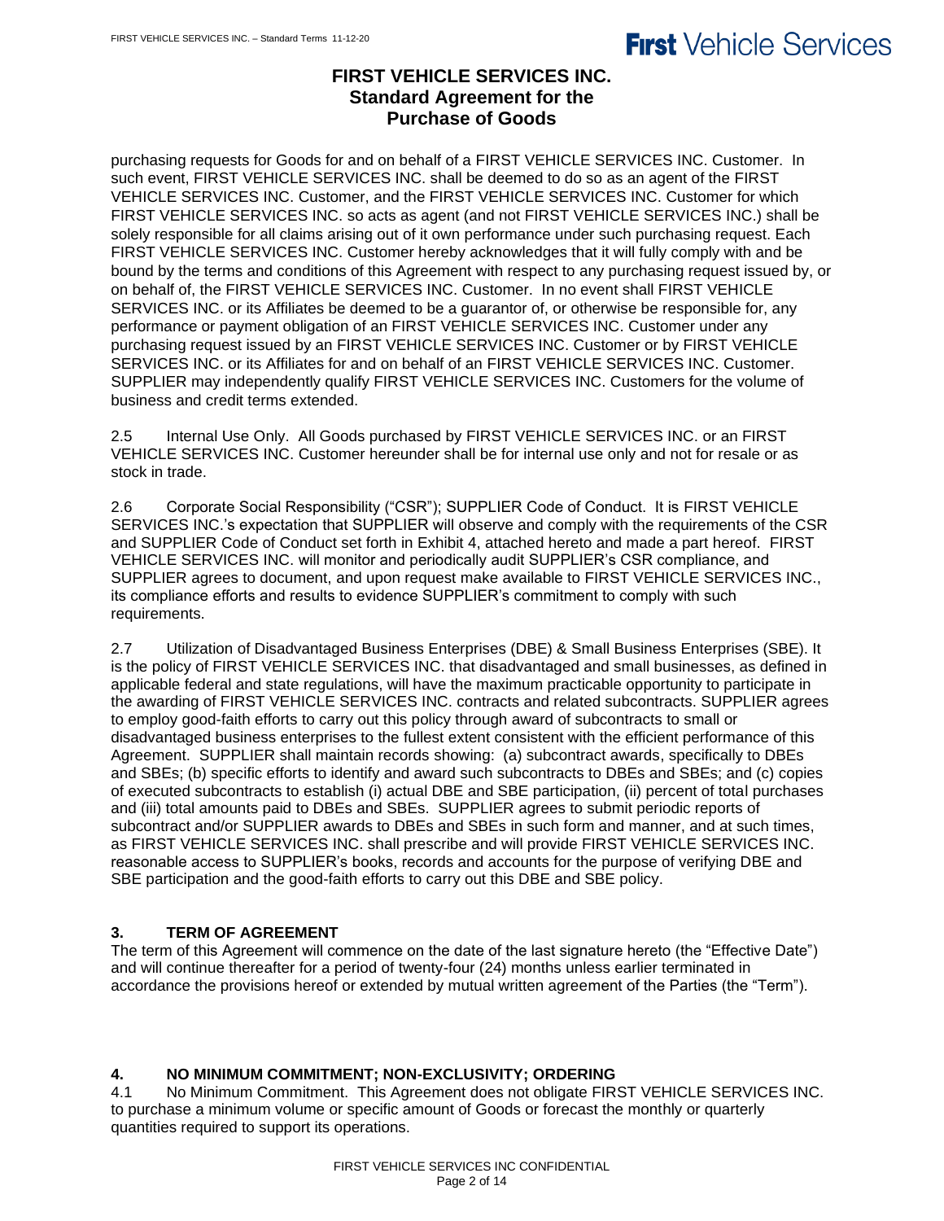purchasing requests for Goods for and on behalf of a FIRST VEHICLE SERVICES INC. Customer. In such event, FIRST VEHICLE SERVICES INC. shall be deemed to do so as an agent of the FIRST VEHICLE SERVICES INC. Customer, and the FIRST VEHICLE SERVICES INC. Customer for which FIRST VEHICLE SERVICES INC. so acts as agent (and not FIRST VEHICLE SERVICES INC.) shall be solely responsible for all claims arising out of it own performance under such purchasing request. Each FIRST VEHICLE SERVICES INC. Customer hereby acknowledges that it will fully comply with and be bound by the terms and conditions of this Agreement with respect to any purchasing request issued by, or on behalf of, the FIRST VEHICLE SERVICES INC. Customer. In no event shall FIRST VEHICLE SERVICES INC. or its Affiliates be deemed to be a guarantor of, or otherwise be responsible for, any performance or payment obligation of an FIRST VEHICLE SERVICES INC. Customer under any purchasing request issued by an FIRST VEHICLE SERVICES INC. Customer or by FIRST VEHICLE SERVICES INC. or its Affiliates for and on behalf of an FIRST VEHICLE SERVICES INC. Customer. SUPPLIER may independently qualify FIRST VEHICLE SERVICES INC. Customers for the volume of business and credit terms extended.

2.5 Internal Use Only. All Goods purchased by FIRST VEHICLE SERVICES INC. or an FIRST VEHICLE SERVICES INC. Customer hereunder shall be for internal use only and not for resale or as stock in trade.

2.6 Corporate Social Responsibility ("CSR"); SUPPLIER Code of Conduct. It is FIRST VEHICLE SERVICES INC.'s expectation that SUPPLIER will observe and comply with the requirements of the CSR and SUPPLIER Code of Conduct set forth in Exhibit 4, attached hereto and made a part hereof. FIRST VEHICLE SERVICES INC. will monitor and periodically audit SUPPLIER's CSR compliance, and SUPPLIER agrees to document, and upon request make available to FIRST VEHICLE SERVICES INC., its compliance efforts and results to evidence SUPPLIER's commitment to comply with such requirements.

2.7 Utilization of Disadvantaged Business Enterprises (DBE) & Small Business Enterprises (SBE). It is the policy of FIRST VEHICLE SERVICES INC. that disadvantaged and small businesses, as defined in applicable federal and state regulations, will have the maximum practicable opportunity to participate in the awarding of FIRST VEHICLE SERVICES INC. contracts and related subcontracts. SUPPLIER agrees to employ good-faith efforts to carry out this policy through award of subcontracts to small or disadvantaged business enterprises to the fullest extent consistent with the efficient performance of this Agreement. SUPPLIER shall maintain records showing: (a) subcontract awards, specifically to DBEs and SBEs; (b) specific efforts to identify and award such subcontracts to DBEs and SBEs; and (c) copies of executed subcontracts to establish (i) actual DBE and SBE participation, (ii) percent of total purchases and (iii) total amounts paid to DBEs and SBEs. SUPPLIER agrees to submit periodic reports of subcontract and/or SUPPLIER awards to DBEs and SBEs in such form and manner, and at such times, as FIRST VEHICLE SERVICES INC. shall prescribe and will provide FIRST VEHICLE SERVICES INC. reasonable access to SUPPLIER's books, records and accounts for the purpose of verifying DBE and SBE participation and the good-faith efforts to carry out this DBE and SBE policy.

## 3. TERM OF AGREEMENT

The term of this Agreement will commence on the date of the last signature hereto (the "Effective Date") and will continue thereafter for a period of twenty-four (24) months unless earlier terminated in accordance the provisions hereof or extended by mutual written agreement of the Parties (the "Term").

## 4. NO MINIMUM COMMITMENT; NON-EXCLUSIVITY; ORDERING

4.1 No Minimum Commitment. This Agreement does not obligate FIRST VEHICLE SERVICES INC. to purchase a minimum volume or specific amount of Goods or forecast the monthly or quarterly quantities required to support its operations.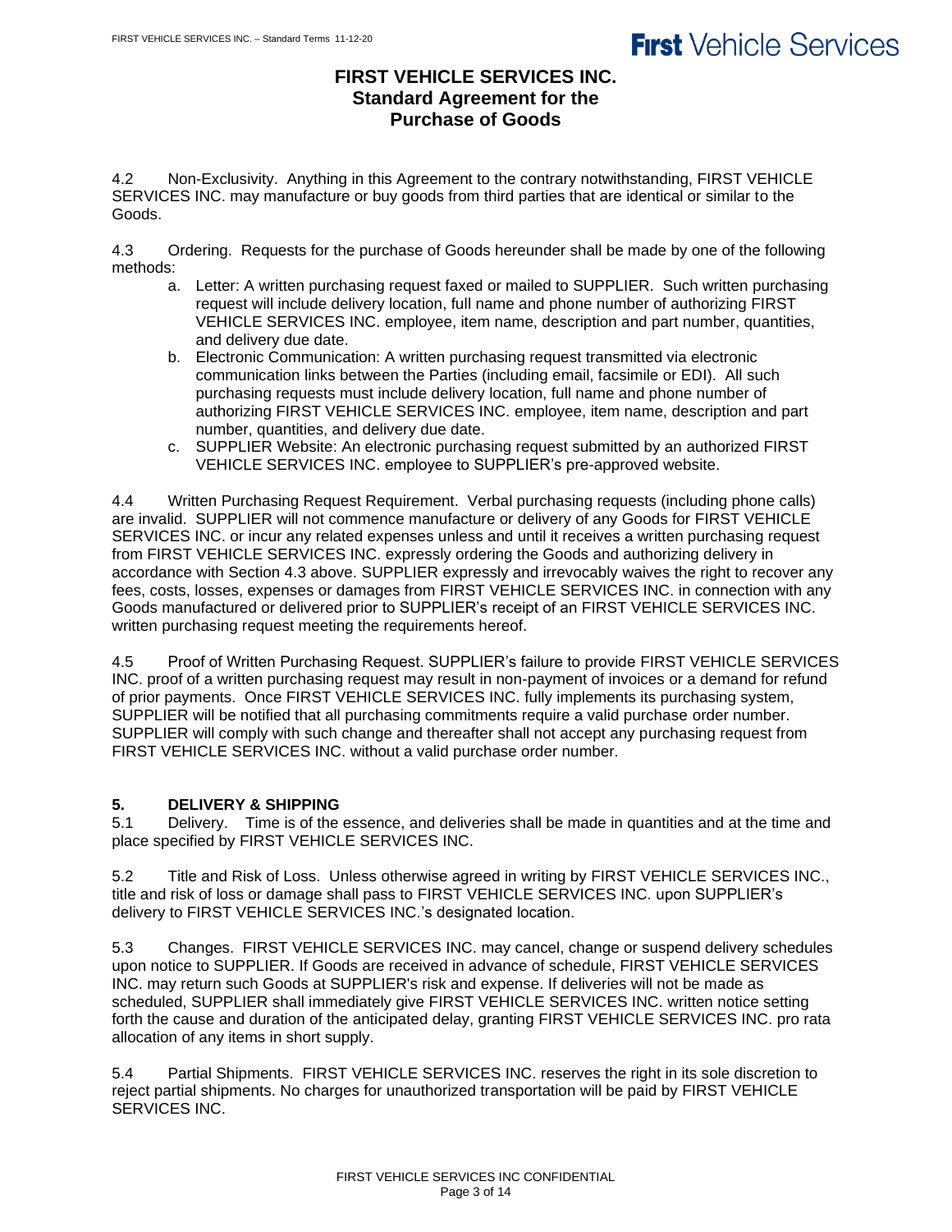# FIRST VEHICLE SERVICES INC.
# Standard Agreement for the Purchase of Goods

4.2 Non-Exclusivity. Anything in this Agreement to the contrary notwithstanding, FIRST VEHICLE SERVICES INC. may manufacture or buy goods from third parties that are identical or similar to the Goods.

4.3 Ordering. Requests for the purchase of Goods hereunder shall be made by one of the following methods:

a. Letter: A written purchasing request faxed or mailed to SUPPLIER. Such written purchasing request will include delivery location, full name and phone number of authorizing FIRST VEHICLE SERVICES INC. employee, item name, description and part number, quantities, and delivery due date.

b. Electronic Communication: A written purchasing request transmitted via electronic communication links between the Parties (including email, facsimile or EDI). All such purchasing requests must include delivery location, full name and phone number of authorizing FIRST VEHICLE SERVICES INC. employee, item name, description and part number, quantities, and delivery due date.

c. SUPPLIER Website: An electronic purchasing request submitted by an authorized FIRST VEHICLE SERVICES INC. employee to SUPPLIER's pre-approved website.

4.4 Written Purchasing Request Requirement. Verbal purchasing requests (including phone calls) are invalid. SUPPLIER will not commence manufacture or delivery of any Goods for FIRST VEHICLE SERVICES INC. or incur any related expenses unless and until it receives a written purchasing request from FIRST VEHICLE SERVICES INC. expressly ordering the Goods and authorizing delivery in accordance with Section 4.3 above. SUPPLIER expressly and irrevocably waives the right to recover any fees, costs, losses, expenses or damages from FIRST VEHICLE SERVICES INC. in connection with any Goods manufactured or delivered prior to SUPPLIER's receipt of an FIRST VEHICLE SERVICES INC. written purchasing request meeting the requirements hereof.

4.5 Proof of Written Purchasing Request. SUPPLIER's failure to provide FIRST VEHICLE SERVICES INC. proof of a written purchasing request may result in non-payment of invoices or a demand for refund of prior payments. Once FIRST VEHICLE SERVICES INC. fully implements its purchasing system, SUPPLIER will be notified that all purchasing commitments require a valid purchase order number. SUPPLIER will comply with such change and thereafter shall not accept any purchasing request from FIRST VEHICLE SERVICES INC. without a valid purchase order number.

## 5. DELIVERY & SHIPPING

5.1 Delivery. Time is of the essence, and deliveries shall be made in quantities and at the time and place specified by FIRST VEHICLE SERVICES INC.

5.2 Title and Risk of Loss. Unless otherwise agreed in writing by FIRST VEHICLE SERVICES INC., title and risk of loss or damage shall pass to FIRST VEHICLE SERVICES INC. upon SUPPLIER's delivery to FIRST VEHICLE SERVICES INC.'s designated location.

5.3 Changes. FIRST VEHICLE SERVICES INC. may cancel, change or suspend delivery schedules upon notice to SUPPLIER. If Goods are received in advance of schedule, FIRST VEHICLE SERVICES INC. may return such Goods at SUPPLIER's risk and expense. If deliveries will not be made as scheduled, SUPPLIER shall immediately give FIRST VEHICLE SERVICES INC. written notice setting forth the cause and duration of the anticipated delay, granting FIRST VEHICLE SERVICES INC. pro rata allocation of any items in short supply.

5.4 Partial Shipments. FIRST VEHICLE SERVICES INC. reserves the right in its sole discretion to reject partial shipments. No charges for unauthorized transportation will be paid by FIRST VEHICLE SERVICES INC.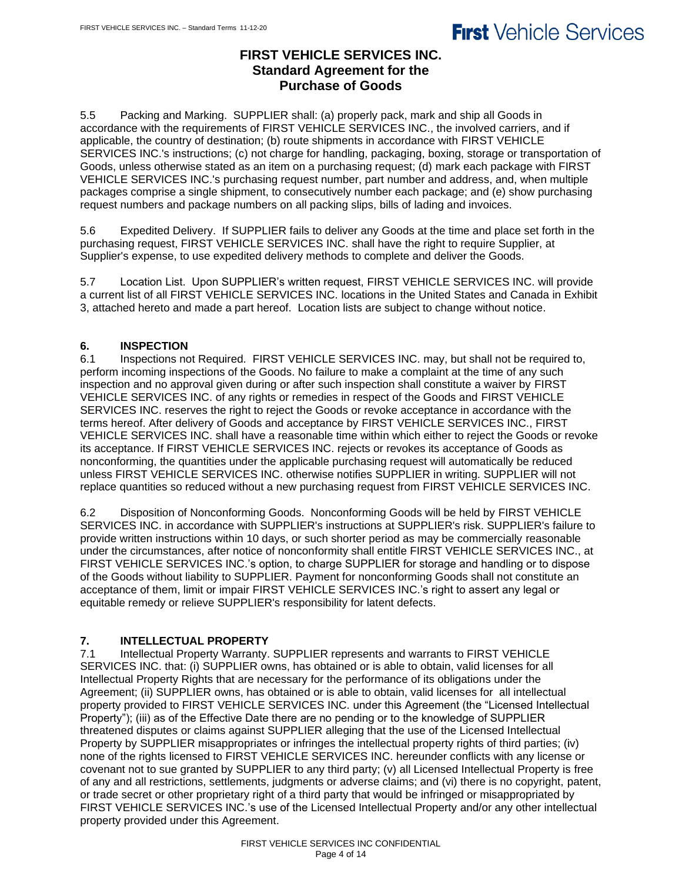# FIRST VEHICLE SERVICES INC.
# Standard Agreement for the Purchase of Goods

5.5 Packing and Marking. SUPPLIER shall: (a) properly pack, mark and ship all Goods in accordance with the requirements of FIRST VEHICLE SERVICES INC., the involved carriers, and if applicable, the country of destination; (b) route shipments in accordance with FIRST VEHICLE SERVICES INC.'s instructions; (c) not charge for handling, packaging, boxing, storage or transportation of Goods, unless otherwise stated as an item on a purchasing request; (d) mark each package with FIRST VEHICLE SERVICES INC.'s purchasing request number, part number and address, and, when multiple packages comprise a single shipment, to consecutively number each package; and (e) show purchasing request numbers and package numbers on all packing slips, bills of lading and invoices.

5.6 Expedited Delivery. If SUPPLIER fails to deliver any Goods at the time and place set forth in the purchasing request, FIRST VEHICLE SERVICES INC. shall have the right to require Supplier, at Supplier's expense, to use expedited delivery methods to complete and deliver the Goods.

5.7 Location List. Upon SUPPLIER's written request, FIRST VEHICLE SERVICES INC. will provide a current list of all FIRST VEHICLE SERVICES INC. locations in the United States and Canada in Exhibit 3, attached hereto and made a part hereof. Location lists are subject to change without notice.

## 6. INSPECTION

6.1 Inspections not Required. FIRST VEHICLE SERVICES INC. may, but shall not be required to, perform incoming inspections of the Goods. No failure to make a complaint at the time of any such inspection and no approval given during or after such inspection shall constitute a waiver by FIRST VEHICLE SERVICES INC. of any rights or remedies in respect of the Goods and FIRST VEHICLE SERVICES INC. reserves the right to reject the Goods or revoke acceptance in accordance with the terms hereof. After delivery of Goods and acceptance by FIRST VEHICLE SERVICES INC., FIRST VEHICLE SERVICES INC. shall have a reasonable time within which either to reject the Goods or revoke its acceptance. If FIRST VEHICLE SERVICES INC. rejects or revokes its acceptance of Goods as nonconforming, the quantities under the applicable purchasing request will automatically be reduced unless FIRST VEHICLE SERVICES INC. otherwise notifies SUPPLIER in writing. SUPPLIER will not replace quantities so reduced without a new purchasing request from FIRST VEHICLE SERVICES INC.

6.2 Disposition of Nonconforming Goods. Nonconforming Goods will be held by FIRST VEHICLE SERVICES INC. in accordance with SUPPLIER's instructions at SUPPLIER's risk. SUPPLIER's failure to provide written instructions within 10 days, or such shorter period as may be commercially reasonable under the circumstances, after notice of nonconformity shall entitle FIRST VEHICLE SERVICES INC., at FIRST VEHICLE SERVICES INC.'s option, to charge SUPPLIER for storage and handling or to dispose of the Goods without liability to SUPPLIER. Payment for nonconforming Goods shall not constitute an acceptance of them, limit or impair FIRST VEHICLE SERVICES INC.'s right to assert any legal or equitable remedy or relieve SUPPLIER's responsibility for latent defects.

## 7. INTELLECTUAL PROPERTY

7.1 Intellectual Property Warranty. SUPPLIER represents and warrants to FIRST VEHICLE SERVICES INC. that: (i) SUPPLIER owns, has obtained or is able to obtain, valid licenses for all Intellectual Property Rights that are necessary for the performance of its obligations under the Agreement; (ii) SUPPLIER owns, has obtained or is able to obtain, valid licenses for all intellectual property provided to FIRST VEHICLE SERVICES INC. under this Agreement (the "Licensed Intellectual Property"); (iii) as of the Effective Date there are no pending or to the knowledge of SUPPLIER threatened disputes or claims against SUPPLIER alleging that the use of the Licensed Intellectual Property by SUPPLIER misappropriates or infringes the intellectual property rights of third parties; (iv) none of the rights licensed to FIRST VEHICLE SERVICES INC. hereunder conflicts with any license or covenant not to sue granted by SUPPLIER to any third party; (v) all Licensed Intellectual Property is free of any and all restrictions, settlements, judgments or adverse claims; and (vi) there is no copyright, patent, or trade secret or other proprietary right of a third party that would be infringed or misappropriated by FIRST VEHICLE SERVICES INC.'s use of the Licensed Intellectual Property and/or any other intellectual property provided under this Agreement.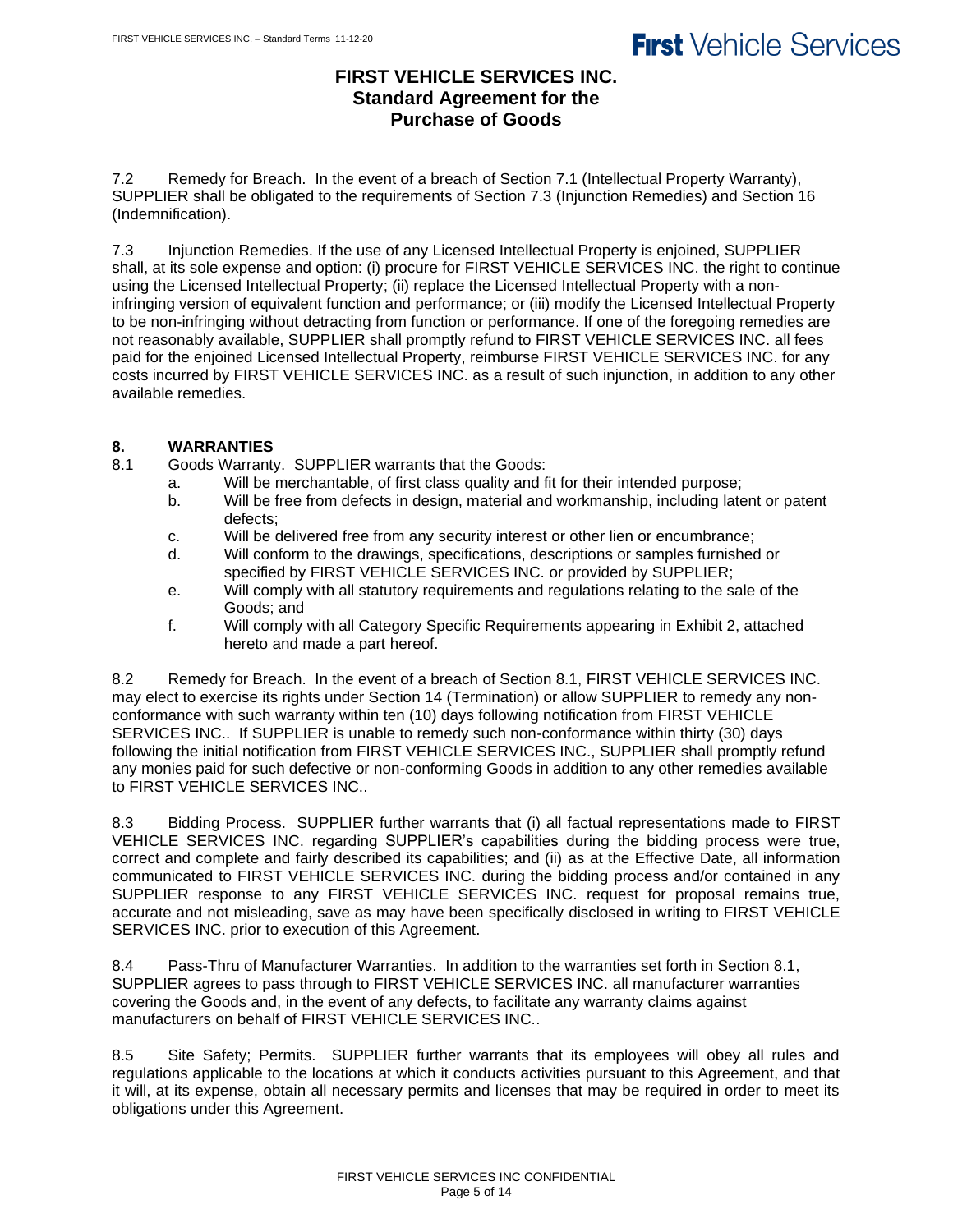7.2 Remedy for Breach. In the event of a breach of Section 7.1 (Intellectual Property Warranty), SUPPLIER shall be obligated to the requirements of Section 7.3 (Injunction Remedies) and Section 16 (Indemnification).

7.3 Injunction Remedies. If the use of any Licensed Intellectual Property is enjoined, SUPPLIER shall, at its sole expense and option: (i) procure for FIRST VEHICLE SERVICES INC. the right to continue using the Licensed Intellectual Property; (ii) replace the Licensed Intellectual Property with a non-infringing version of equivalent function and performance; or (iii) modify the Licensed Intellectual Property to be non-infringing without detracting from function or performance. If one of the foregoing remedies are not reasonably available, SUPPLIER shall promptly refund to FIRST VEHICLE SERVICES INC. all fees paid for the enjoined Licensed Intellectual Property, reimburse FIRST VEHICLE SERVICES INC. for any costs incurred by FIRST VEHICLE SERVICES INC. as a result of such injunction, in addition to any other available remedies.

## 8. WARRANTIES

8.1 Goods Warranty. SUPPLIER warrants that the Goods:

a. Will be merchantable, of first class quality and fit for their intended purpose;

b. Will be free from defects in design, material and workmanship, including latent or patent defects;

c. Will be delivered free from any security interest or other lien or encumbrance;

d. Will conform to the drawings, specifications, descriptions or samples furnished or specified by FIRST VEHICLE SERVICES INC. or provided by SUPPLIER;

e. Will comply with all statutory requirements and regulations relating to the sale of the Goods; and

f. Will comply with all Category Specific Requirements appearing in Exhibit 2, attached hereto and made a part hereof.

8.2 Remedy for Breach. In the event of a breach of Section 8.1, FIRST VEHICLE SERVICES INC. may elect to exercise its rights under Section 14 (Termination) or allow SUPPLIER to remedy any non-conformance with such warranty within ten (10) days following notification from FIRST VEHICLE SERVICES INC.. If SUPPLIER is unable to remedy such non-conformance within thirty (30) days following the initial notification from FIRST VEHICLE SERVICES INC., SUPPLIER shall promptly refund any monies paid for such defective or non-conforming Goods in addition to any other remedies available to FIRST VEHICLE SERVICES INC..

8.3 Bidding Process. SUPPLIER further warrants that (i) all factual representations made to FIRST VEHICLE SERVICES INC. regarding SUPPLIER's capabilities during the bidding process were true, correct and complete and fairly described its capabilities; and (ii) as at the Effective Date, all information communicated to FIRST VEHICLE SERVICES INC. during the bidding process and/or contained in any SUPPLIER response to any FIRST VEHICLE SERVICES INC. request for proposal remains true, accurate and not misleading, save as may have been specifically disclosed in writing to FIRST VEHICLE SERVICES INC. prior to execution of this Agreement.

8.4 Pass-Thru of Manufacturer Warranties. In addition to the warranties set forth in Section 8.1, SUPPLIER agrees to pass through to FIRST VEHICLE SERVICES INC. all manufacturer warranties covering the Goods and, in the event of any defects, to facilitate any warranty claims against manufacturers on behalf of FIRST VEHICLE SERVICES INC..

8.5 Site Safety; Permits. SUPPLIER further warrants that its employees will obey all rules and regulations applicable to the locations at which it conducts activities pursuant to this Agreement, and that it will, at its expense, obtain all necessary permits and licenses that may be required in order to meet its obligations under this Agreement.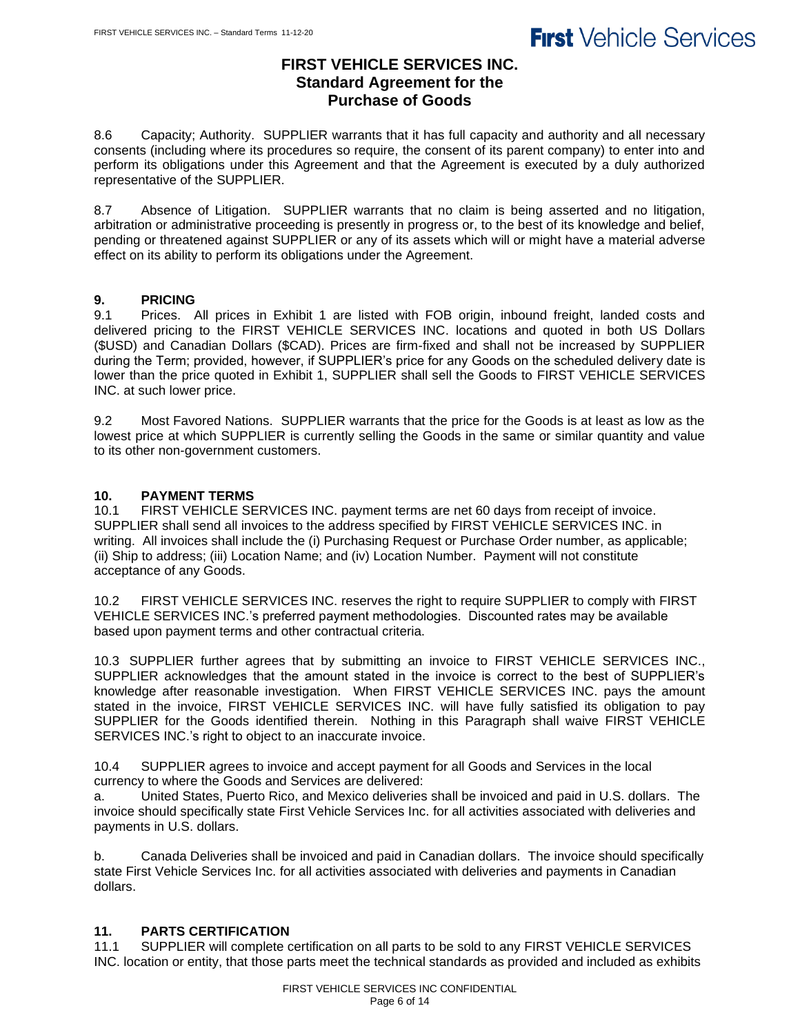# FIRST VEHICLE SERVICES INC.
## Standard Agreement for the Purchase of Goods

8.6 Capacity; Authority. SUPPLIER warrants that it has full capacity and authority and all necessary consents (including where its procedures so require, the consent of its parent company) to enter into and perform its obligations under this Agreement and that the Agreement is executed by a duly authorized representative of the SUPPLIER.

8.7 Absence of Litigation. SUPPLIER warrants that no claim is being asserted and no litigation, arbitration or administrative proceeding is presently in progress or, to the best of its knowledge and belief, pending or threatened against SUPPLIER or any of its assets which will or might have a material adverse effect on its ability to perform its obligations under the Agreement.

### 9. PRICING

9.1 Prices. All prices in Exhibit 1 are listed with FOB origin, inbound freight, landed costs and delivered pricing to the FIRST VEHICLE SERVICES INC. locations and quoted in both US Dollars ($USD) and Canadian Dollars ($CAD). Prices are firm-fixed and shall not be increased by SUPPLIER during the Term; provided, however, if SUPPLIER's price for any Goods on the scheduled delivery date is lower than the price quoted in Exhibit 1, SUPPLIER shall sell the Goods to FIRST VEHICLE SERVICES INC. at such lower price.

9.2 Most Favored Nations. SUPPLIER warrants that the price for the Goods is at least as low as the lowest price at which SUPPLIER is currently selling the Goods in the same or similar quantity and value to its other non-government customers.

### 10. PAYMENT TERMS

10.1 FIRST VEHICLE SERVICES INC. payment terms are net 60 days from receipt of invoice. SUPPLIER shall send all invoices to the address specified by FIRST VEHICLE SERVICES INC. in writing. All invoices shall include the (i) Purchasing Request or Purchase Order number, as applicable; (ii) Ship to address; (iii) Location Name; and (iv) Location Number. Payment will not constitute acceptance of any Goods.

10.2 FIRST VEHICLE SERVICES INC. reserves the right to require SUPPLIER to comply with FIRST VEHICLE SERVICES INC.'s preferred payment methodologies. Discounted rates may be available based upon payment terms and other contractual criteria.

10.3 SUPPLIER further agrees that by submitting an invoice to FIRST VEHICLE SERVICES INC., SUPPLIER acknowledges that the amount stated in the invoice is correct to the best of SUPPLIER's knowledge after reasonable investigation. When FIRST VEHICLE SERVICES INC. pays the amount stated in the invoice, FIRST VEHICLE SERVICES INC. will have fully satisfied its obligation to pay SUPPLIER for the Goods identified therein. Nothing in this Paragraph shall waive FIRST VEHICLE SERVICES INC.'s right to object to an inaccurate invoice.

10.4 SUPPLIER agrees to invoice and accept payment for all Goods and Services in the local currency to where the Goods and Services are delivered:

a. United States, Puerto Rico, and Mexico deliveries shall be invoiced and paid in U.S. dollars. The invoice should specifically state First Vehicle Services Inc. for all activities associated with deliveries and payments in U.S. dollars.

b. Canada Deliveries shall be invoiced and paid in Canadian dollars. The invoice should specifically state First Vehicle Services Inc. for all activities associated with deliveries and payments in Canadian dollars.

### 11. PARTS CERTIFICATION

11.1 SUPPLIER will complete certification on all parts to be sold to any FIRST VEHICLE SERVICES INC. location or entity, that those parts meet the technical standards as provided and included as exhibits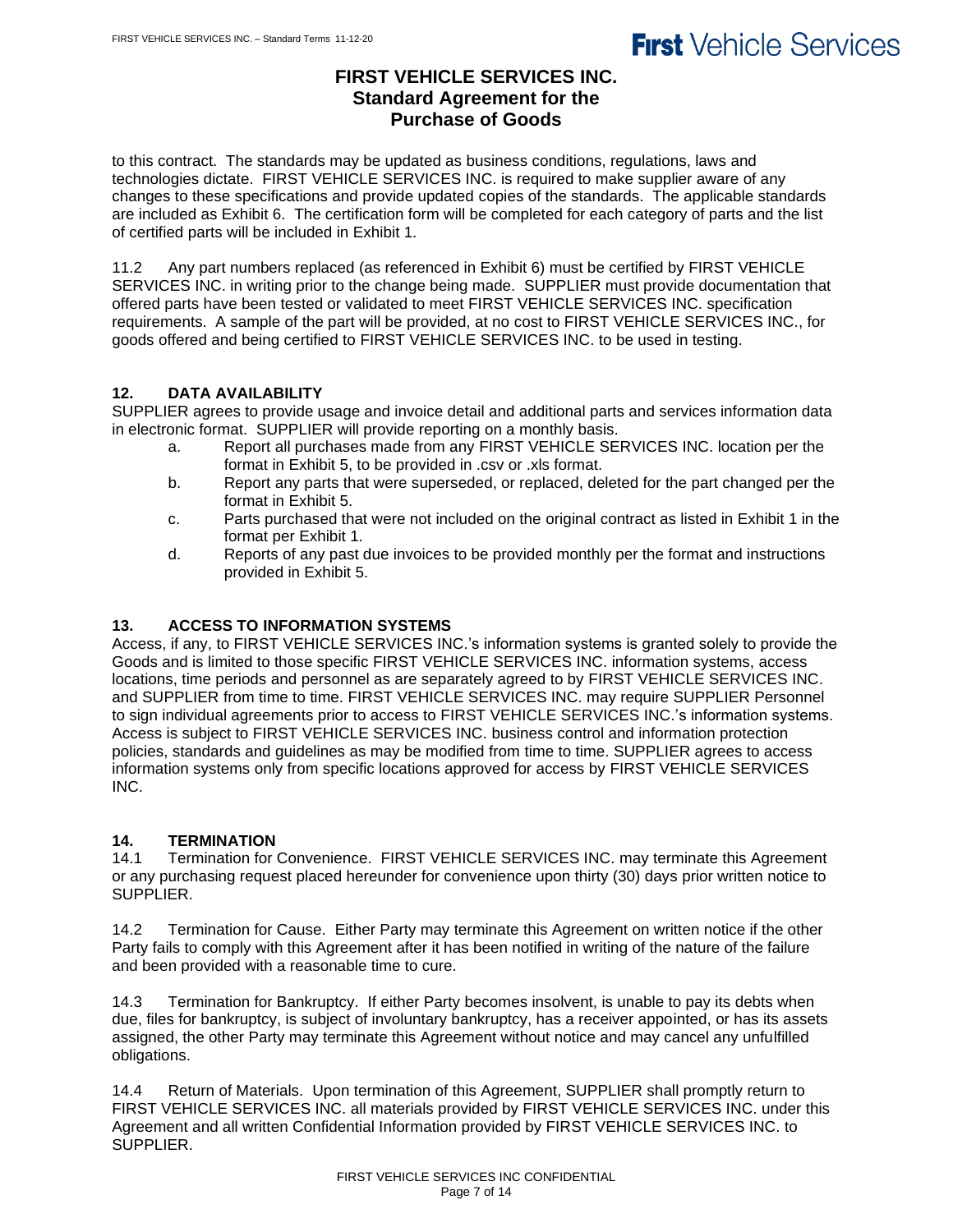to this contract. The standards may be updated as business conditions, regulations, laws and technologies dictate. FIRST VEHICLE SERVICES INC. is required to make supplier aware of any changes to these specifications and provide updated copies of the standards. The applicable standards are included as Exhibit 6. The certification form will be completed for each category of parts and the list of certified parts will be included in Exhibit 1.

11.2 Any part numbers replaced (as referenced in Exhibit 6) must be certified by FIRST VEHICLE SERVICES INC. in writing prior to the change being made. SUPPLIER must provide documentation that offered parts have been tested or validated to meet FIRST VEHICLE SERVICES INC. specification requirements. A sample of the part will be provided, at no cost to FIRST VEHICLE SERVICES INC., for goods offered and being certified to FIRST VEHICLE SERVICES INC. to be used in testing.

## 12. DATA AVAILABILITY

SUPPLIER agrees to provide usage and invoice detail and additional parts and services information data in electronic format. SUPPLIER will provide reporting on a monthly basis.

a. Report all purchases made from any FIRST VEHICLE SERVICES INC. location per the format in Exhibit 5, to be provided in .csv or .xls format.
b. Report any parts that were superseded, or replaced, deleted for the part changed per the format in Exhibit 5.
c. Parts purchased that were not included on the original contract as listed in Exhibit 1 in the format per Exhibit 1.
d. Reports of any past due invoices to be provided monthly per the format and instructions provided in Exhibit 5.

## 13. ACCESS TO INFORMATION SYSTEMS

Access, if any, to FIRST VEHICLE SERVICES INC.'s information systems is granted solely to provide the Goods and is limited to those specific FIRST VEHICLE SERVICES INC. information systems, access locations, time periods and personnel as are separately agreed to by FIRST VEHICLE SERVICES INC. and SUPPLIER from time to time. FIRST VEHICLE SERVICES INC. may require SUPPLIER Personnel to sign individual agreements prior to access to FIRST VEHICLE SERVICES INC.'s information systems. Access is subject to FIRST VEHICLE SERVICES INC. business control and information protection policies, standards and guidelines as may be modified from time to time. SUPPLIER agrees to access information systems only from specific locations approved for access by FIRST VEHICLE SERVICES INC.

## 14. TERMINATION

14.1 Termination for Convenience. FIRST VEHICLE SERVICES INC. may terminate this Agreement or any purchasing request placed hereunder for convenience upon thirty (30) days prior written notice to SUPPLIER.

14.2 Termination for Cause. Either Party may terminate this Agreement on written notice if the other Party fails to comply with this Agreement after it has been notified in writing of the nature of the failure and been provided with a reasonable time to cure.

14.3 Termination for Bankruptcy. If either Party becomes insolvent, is unable to pay its debts when due, files for bankruptcy, is subject of involuntary bankruptcy, has a receiver appointed, or has its assets assigned, the other Party may terminate this Agreement without notice and may cancel any unfulfilled obligations.

14.4 Return of Materials. Upon termination of this Agreement, SUPPLIER shall promptly return to FIRST VEHICLE SERVICES INC. all materials provided by FIRST VEHICLE SERVICES INC. under this Agreement and all written Confidential Information provided by FIRST VEHICLE SERVICES INC. to SUPPLIER.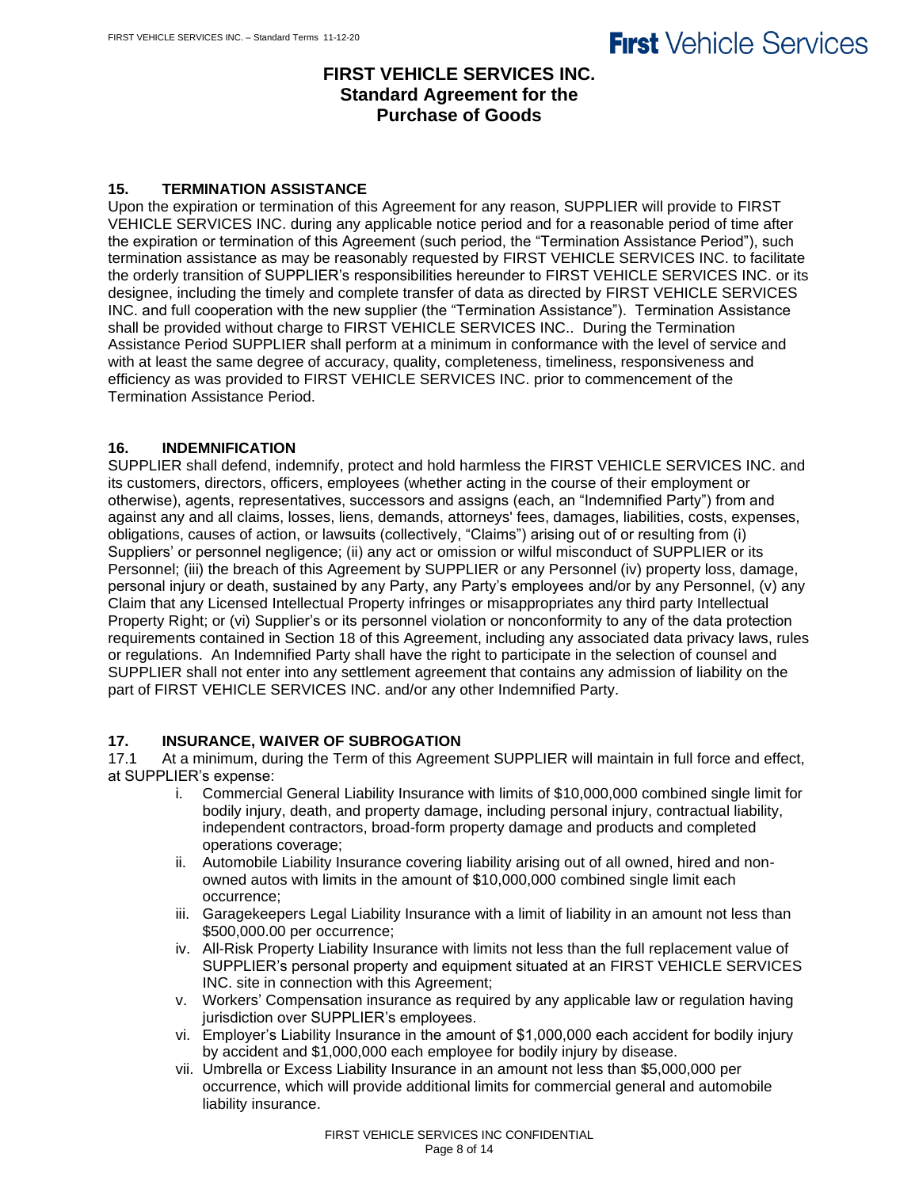# FIRST VEHICLE SERVICES INC.
# Standard Agreement for the Purchase of Goods

## 15. TERMINATION ASSISTANCE

Upon the expiration or termination of this Agreement for any reason, SUPPLIER will provide to FIRST VEHICLE SERVICES INC. during any applicable notice period and for a reasonable period of time after the expiration or termination of this Agreement (such period, the "Termination Assistance Period"), such termination assistance as may be reasonably requested by FIRST VEHICLE SERVICES INC. to facilitate the orderly transition of SUPPLIER's responsibilities hereunder to FIRST VEHICLE SERVICES INC. or its designee, including the timely and complete transfer of data as directed by FIRST VEHICLE SERVICES INC. and full cooperation with the new supplier (the "Termination Assistance"). Termination Assistance shall be provided without charge to FIRST VEHICLE SERVICES INC.. During the Termination Assistance Period SUPPLIER shall perform at a minimum in conformance with the level of service and with at least the same degree of accuracy, quality, completeness, timeliness, responsiveness and efficiency as was provided to FIRST VEHICLE SERVICES INC. prior to commencement of the Termination Assistance Period.

## 16. INDEMNIFICATION

SUPPLIER shall defend, indemnify, protect and hold harmless the FIRST VEHICLE SERVICES INC. and its customers, directors, officers, employees (whether acting in the course of their employment or otherwise), agents, representatives, successors and assigns (each, an "Indemnified Party") from and against any and all claims, losses, liens, demands, attorneys' fees, damages, liabilities, costs, expenses, obligations, causes of action, or lawsuits (collectively, "Claims") arising out of or resulting from (i) Suppliers' or personnel negligence; (ii) any act or omission or wilful misconduct of SUPPLIER or its Personnel; (iii) the breach of this Agreement by SUPPLIER or any Personnel (iv) property loss, damage, personal injury or death, sustained by any Party, any Party's employees and/or by any Personnel, (v) any Claim that any Licensed Intellectual Property infringes or misappropriates any third party Intellectual Property Right; or (vi) Supplier's or its personnel violation or nonconformity to any of the data protection requirements contained in Section 18 of this Agreement, including any associated data privacy laws, rules or regulations. An Indemnified Party shall have the right to participate in the selection of counsel and SUPPLIER shall not enter into any settlement agreement that contains any admission of liability on the part of FIRST VEHICLE SERVICES INC. and/or any other Indemnified Party.

## 17. INSURANCE, WAIVER OF SUBROGATION

17.1 At a minimum, during the Term of this Agreement SUPPLIER will maintain in full force and effect, at SUPPLIER's expense:

i. Commercial General Liability Insurance with limits of $10,000,000 combined single limit for bodily injury, death, and property damage, including personal injury, contractual liability, independent contractors, broad-form property damage and products and completed operations coverage;
ii. Automobile Liability Insurance covering liability arising out of all owned, hired and non-owned autos with limits in the amount of $10,000,000 combined single limit each occurrence;
iii. Garagekeepers Legal Liability Insurance with a limit of liability in an amount not less than $500,000.00 per occurrence;
iv. All-Risk Property Liability Insurance with limits not less than the full replacement value of SUPPLIER's personal property and equipment situated at an FIRST VEHICLE SERVICES INC. site in connection with this Agreement;
v. Workers' Compensation insurance as required by any applicable law or regulation having jurisdiction over SUPPLIER's employees.
vi. Employer's Liability Insurance in the amount of $1,000,000 each accident for bodily injury by accident and $1,000,000 each employee for bodily injury by disease.
vii. Umbrella or Excess Liability Insurance in an amount not less than $5,000,000 per occurrence, which will provide additional limits for commercial general and automobile liability insurance.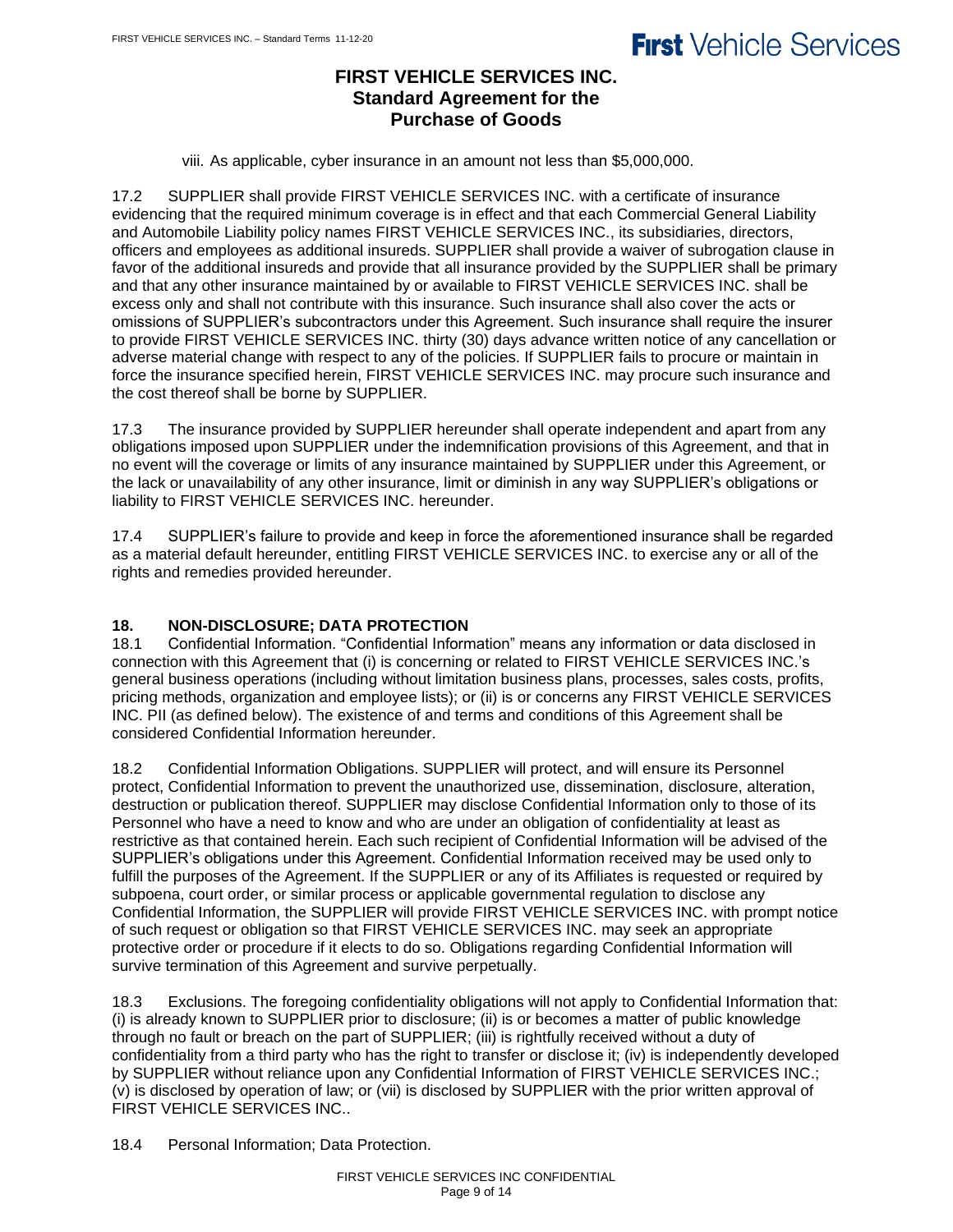viii. As applicable, cyber insurance in an amount not less than $5,000,000.

17.2 SUPPLIER shall provide FIRST VEHICLE SERVICES INC. with a certificate of insurance evidencing that the required minimum coverage is in effect and that each Commercial General Liability and Automobile Liability policy names FIRST VEHICLE SERVICES INC., its subsidiaries, directors, officers and employees as additional insureds. SUPPLIER shall provide a waiver of subrogation clause in favor of the additional insureds and provide that all insurance provided by the SUPPLIER shall be primary and that any other insurance maintained by or available to FIRST VEHICLE SERVICES INC. shall be excess only and shall not contribute with this insurance. Such insurance shall also cover the acts or omissions of SUPPLIER's subcontractors under this Agreement. Such insurance shall require the insurer to provide FIRST VEHICLE SERVICES INC. thirty (30) days advance written notice of any cancellation or adverse material change with respect to any of the policies. If SUPPLIER fails to procure or maintain in force the insurance specified herein, FIRST VEHICLE SERVICES INC. may procure such insurance and the cost thereof shall be borne by SUPPLIER.

17.3 The insurance provided by SUPPLIER hereunder shall operate independent and apart from any obligations imposed upon SUPPLIER under the indemnification provisions of this Agreement, and that in no event will the coverage or limits of any insurance maintained by SUPPLIER under this Agreement, or the lack or unavailability of any other insurance, limit or diminish in any way SUPPLIER's obligations or liability to FIRST VEHICLE SERVICES INC. hereunder.

17.4 SUPPLIER's failure to provide and keep in force the aforementioned insurance shall be regarded as a material default hereunder, entitling FIRST VEHICLE SERVICES INC. to exercise any or all of the rights and remedies provided hereunder.

## 18. NON-DISCLOSURE; DATA PROTECTION

18.1 Confidential Information. "Confidential Information" means any information or data disclosed in connection with this Agreement that (i) is concerning or related to FIRST VEHICLE SERVICES INC.'s general business operations (including without limitation business plans, processes, sales costs, profits, pricing methods, organization and employee lists); or (ii) is or concerns any FIRST VEHICLE SERVICES INC. PII (as defined below). The existence of and terms and conditions of this Agreement shall be considered Confidential Information hereunder.

18.2 Confidential Information Obligations. SUPPLIER will protect, and will ensure its Personnel protect, Confidential Information to prevent the unauthorized use, dissemination, disclosure, alteration, destruction or publication thereof. SUPPLIER may disclose Confidential Information only to those of its Personnel who have a need to know and who are under an obligation of confidentiality at least as restrictive as that contained herein. Each such recipient of Confidential Information will be advised of the SUPPLIER's obligations under this Agreement. Confidential Information received may be used only to fulfill the purposes of the Agreement. If the SUPPLIER or any of its Affiliates is requested or required by subpoena, court order, or similar process or applicable governmental regulation to disclose any Confidential Information, the SUPPLIER will provide FIRST VEHICLE SERVICES INC. with prompt notice of such request or obligation so that FIRST VEHICLE SERVICES INC. may seek an appropriate protective order or procedure if it elects to do so. Obligations regarding Confidential Information will survive termination of this Agreement and survive perpetually.

18.3 Exclusions. The foregoing confidentiality obligations will not apply to Confidential Information that: (i) is already known to SUPPLIER prior to disclosure; (ii) is or becomes a matter of public knowledge through no fault or breach on the part of SUPPLIER; (iii) is rightfully received without a duty of confidentiality from a third party who has the right to transfer or disclose it; (iv) is independently developed by SUPPLIER without reliance upon any Confidential Information of FIRST VEHICLE SERVICES INC.; (v) is disclosed by operation of law; or (vii) is disclosed by SUPPLIER with the prior written approval of FIRST VEHICLE SERVICES INC..

18.4 Personal Information; Data Protection.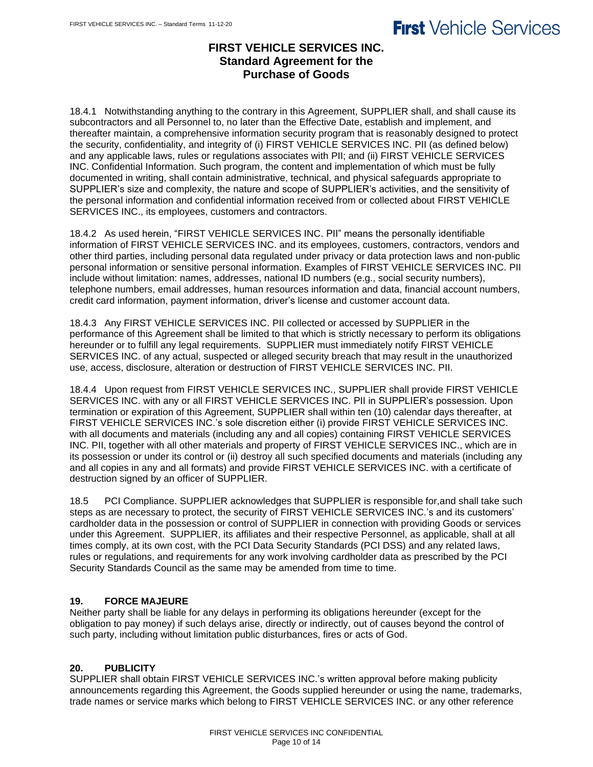# FIRST VEHICLE SERVICES INC.
## Standard Agreement for the Purchase of Goods

18.4.1 Notwithstanding anything to the contrary in this Agreement, SUPPLIER shall, and shall cause its subcontractors and all Personnel to, no later than the Effective Date, establish and implement, and thereafter maintain, a comprehensive information security program that is reasonably designed to protect the security, confidentiality, and integrity of (i) FIRST VEHICLE SERVICES INC. PII (as defined below) and any applicable laws, rules or regulations associates with PII; and (ii) FIRST VEHICLE SERVICES INC. Confidential Information. Such program, the content and implementation of which must be fully documented in writing, shall contain administrative, technical, and physical safeguards appropriate to SUPPLIER's size and complexity, the nature and scope of SUPPLIER's activities, and the sensitivity of the personal information and confidential information received from or collected about FIRST VEHICLE SERVICES INC., its employees, customers and contractors.

18.4.2 As used herein, "FIRST VEHICLE SERVICES INC. PII" means the personally identifiable information of FIRST VEHICLE SERVICES INC. and its employees, customers, contractors, vendors and other third parties, including personal data regulated under privacy or data protection laws and non-public personal information or sensitive personal information. Examples of FIRST VEHICLE SERVICES INC. PII include without limitation: names, addresses, national ID numbers (e.g., social security numbers), telephone numbers, email addresses, human resources information and data, financial account numbers, credit card information, payment information, driver's license and customer account data.

18.4.3 Any FIRST VEHICLE SERVICES INC. PII collected or accessed by SUPPLIER in the performance of this Agreement shall be limited to that which is strictly necessary to perform its obligations hereunder or to fulfill any legal requirements. SUPPLIER must immediately notify FIRST VEHICLE SERVICES INC. of any actual, suspected or alleged security breach that may result in the unauthorized use, access, disclosure, alteration or destruction of FIRST VEHICLE SERVICES INC. PII.

18.4.4 Upon request from FIRST VEHICLE SERVICES INC., SUPPLIER shall provide FIRST VEHICLE SERVICES INC. with any or all FIRST VEHICLE SERVICES INC. PII in SUPPLIER's possession. Upon termination or expiration of this Agreement, SUPPLIER shall within ten (10) calendar days thereafter, at FIRST VEHICLE SERVICES INC.'s sole discretion either (i) provide FIRST VEHICLE SERVICES INC. with all documents and materials (including any and all copies) containing FIRST VEHICLE SERVICES INC. PII, together with all other materials and property of FIRST VEHICLE SERVICES INC., which are in its possession or under its control or (ii) destroy all such specified documents and materials (including any and all copies in any and all formats) and provide FIRST VEHICLE SERVICES INC. with a certificate of destruction signed by an officer of SUPPLIER.

18.5 PCI Compliance. SUPPLIER acknowledges that SUPPLIER is responsible for,and shall take such steps as are necessary to protect, the security of FIRST VEHICLE SERVICES INC.'s and its customers' cardholder data in the possession or control of SUPPLIER in connection with providing Goods or services under this Agreement. SUPPLIER, its affiliates and their respective Personnel, as applicable, shall at all times comply, at its own cost, with the PCI Data Security Standards (PCI DSS) and any related laws, rules or regulations, and requirements for any work involving cardholder data as prescribed by the PCI Security Standards Council as the same may be amended from time to time.

### 19. FORCE MAJEURE

Neither party shall be liable for any delays in performing its obligations hereunder (except for the obligation to pay money) if such delays arise, directly or indirectly, out of causes beyond the control of such party, including without limitation public disturbances, fires or acts of God.

### 20. PUBLICITY

SUPPLIER shall obtain FIRST VEHICLE SERVICES INC.'s written approval before making publicity announcements regarding this Agreement, the Goods supplied hereunder or using the name, trademarks, trade names or service marks which belong to FIRST VEHICLE SERVICES INC. or any other reference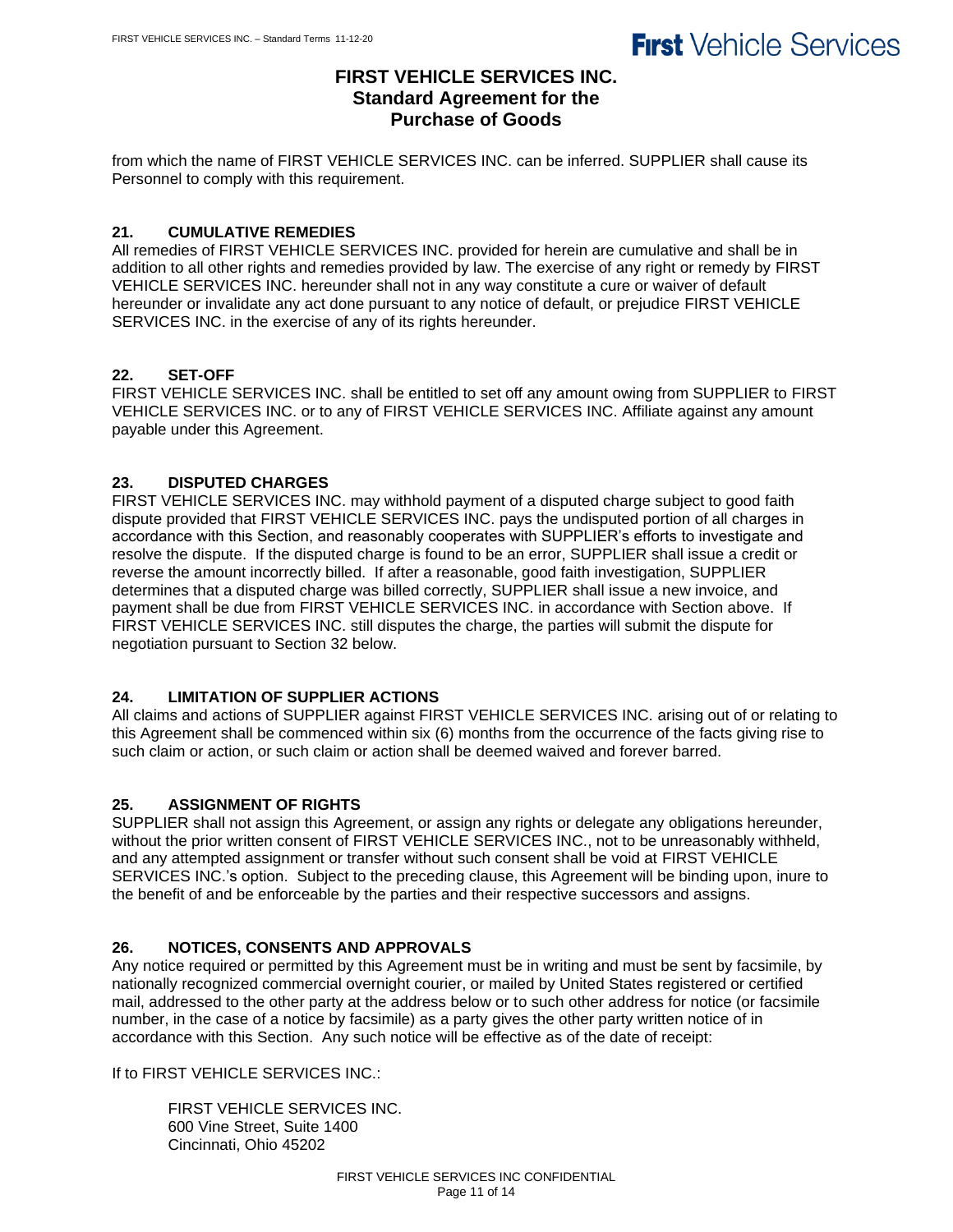from which the name of FIRST VEHICLE SERVICES INC. can be inferred. SUPPLIER shall cause its Personnel to comply with this requirement.

### 21. CUMULATIVE REMEDIES

All remedies of FIRST VEHICLE SERVICES INC. provided for herein are cumulative and shall be in addition to all other rights and remedies provided by law. The exercise of any right or remedy by FIRST VEHICLE SERVICES INC. hereunder shall not in any way constitute a cure or waiver of default hereunder or invalidate any act done pursuant to any notice of default, or prejudice FIRST VEHICLE SERVICES INC. in the exercise of any of its rights hereunder.

### 22. SET-OFF

FIRST VEHICLE SERVICES INC. shall be entitled to set off any amount owing from SUPPLIER to FIRST VEHICLE SERVICES INC. or to any of FIRST VEHICLE SERVICES INC. Affiliate against any amount payable under this Agreement.

### 23. DISPUTED CHARGES

FIRST VEHICLE SERVICES INC. may withhold payment of a disputed charge subject to good faith dispute provided that FIRST VEHICLE SERVICES INC. pays the undisputed portion of all charges in accordance with this Section, and reasonably cooperates with SUPPLIER's efforts to investigate and resolve the dispute. If the disputed charge is found to be an error, SUPPLIER shall issue a credit or reverse the amount incorrectly billed. If after a reasonable, good faith investigation, SUPPLIER determines that a disputed charge was billed correctly, SUPPLIER shall issue a new invoice, and payment shall be due from FIRST VEHICLE SERVICES INC. in accordance with Section above. If FIRST VEHICLE SERVICES INC. still disputes the charge, the parties will submit the dispute for negotiation pursuant to Section 32 below.

### 24. LIMITATION OF SUPPLIER ACTIONS

All claims and actions of SUPPLIER against FIRST VEHICLE SERVICES INC. arising out of or relating to this Agreement shall be commenced within six (6) months from the occurrence of the facts giving rise to such claim or action, or such claim or action shall be deemed waived and forever barred.

### 25. ASSIGNMENT OF RIGHTS

SUPPLIER shall not assign this Agreement, or assign any rights or delegate any obligations hereunder, without the prior written consent of FIRST VEHICLE SERVICES INC., not to be unreasonably withheld, and any attempted assignment or transfer without such consent shall be void at FIRST VEHICLE SERVICES INC.'s option. Subject to the preceding clause, this Agreement will be binding upon, inure to the benefit of and be enforceable by the parties and their respective successors and assigns.

### 26. NOTICES, CONSENTS AND APPROVALS

Any notice required or permitted by this Agreement must be in writing and must be sent by facsimile, by nationally recognized commercial overnight courier, or mailed by United States registered or certified mail, addressed to the other party at the address below or to such other address for notice (or facsimile number, in the case of a notice by facsimile) as a party gives the other party written notice of in accordance with this Section. Any such notice will be effective as of the date of receipt:

If to FIRST VEHICLE SERVICES INC.:

FIRST VEHICLE SERVICES INC.
600 Vine Street, Suite 1400
Cincinnati, Ohio 45202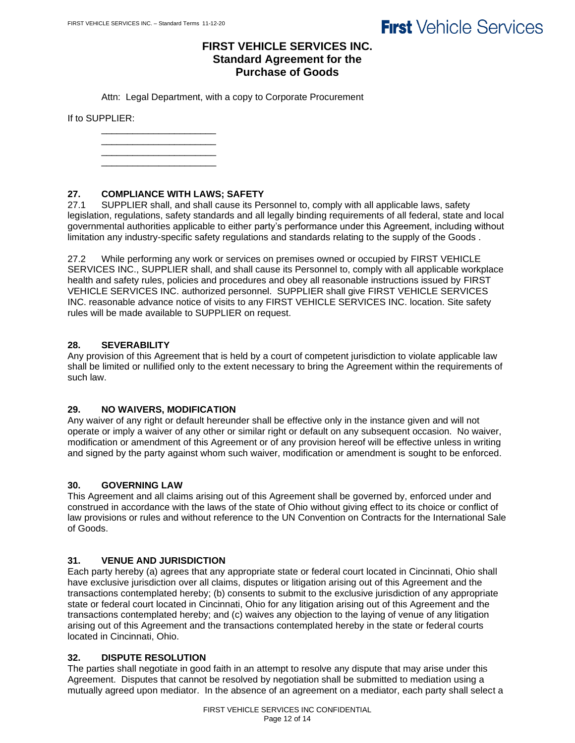Attn: Legal Department, with a copy to Corporate Procurement

If to SUPPLIER:

\_\_\_\_\_\_\_\_\_\_\_\_\_\_\_\_\_\_\_\_\_\_
\_\_\_\_\_\_\_\_\_\_\_\_\_\_\_\_\_\_\_\_\_\_
\_\_\_\_\_\_\_\_\_\_\_\_\_\_\_\_\_\_\_\_\_\_
\_\_\_\_\_\_\_\_\_\_\_\_\_\_\_\_\_\_\_\_\_\_

**27. COMPLIANCE WITH LAWS; SAFETY**

27.1 SUPPLIER shall, and shall cause its Personnel to, comply with all applicable laws, safety legislation, regulations, safety standards and all legally binding requirements of all federal, state and local governmental authorities applicable to either party's performance under this Agreement, including without limitation any industry-specific safety regulations and standards relating to the supply of the Goods .

27.2 While performing any work or services on premises owned or occupied by FIRST VEHICLE SERVICES INC., SUPPLIER shall, and shall cause its Personnel to, comply with all applicable workplace health and safety rules, policies and procedures and obey all reasonable instructions issued by FIRST VEHICLE SERVICES INC. authorized personnel. SUPPLIER shall give FIRST VEHICLE SERVICES INC. reasonable advance notice of visits to any FIRST VEHICLE SERVICES INC. location. Site safety rules will be made available to SUPPLIER on request.

**28. SEVERABILITY**

Any provision of this Agreement that is held by a court of competent jurisdiction to violate applicable law shall be limited or nullified only to the extent necessary to bring the Agreement within the requirements of such law.

**29. NO WAIVERS, MODIFICATION**

Any waiver of any right or default hereunder shall be effective only in the instance given and will not operate or imply a waiver of any other or similar right or default on any subsequent occasion. No waiver, modification or amendment of this Agreement or of any provision hereof will be effective unless in writing and signed by the party against whom such waiver, modification or amendment is sought to be enforced.

**30. GOVERNING LAW**

This Agreement and all claims arising out of this Agreement shall be governed by, enforced under and construed in accordance with the laws of the state of Ohio without giving effect to its choice or conflict of law provisions or rules and without reference to the UN Convention on Contracts for the International Sale of Goods.

**31. VENUE AND JURISDICTION**

Each party hereby (a) agrees that any appropriate state or federal court located in Cincinnati, Ohio shall have exclusive jurisdiction over all claims, disputes or litigation arising out of this Agreement and the transactions contemplated hereby; (b) consents to submit to the exclusive jurisdiction of any appropriate state or federal court located in Cincinnati, Ohio for any litigation arising out of this Agreement and the transactions contemplated hereby; and (c) waives any objection to the laying of venue of any litigation arising out of this Agreement and the transactions contemplated hereby in the state or federal courts located in Cincinnati, Ohio.

**32. DISPUTE RESOLUTION**

The parties shall negotiate in good faith in an attempt to resolve any dispute that may arise under this Agreement. Disputes that cannot be resolved by negotiation shall be submitted to mediation using a mutually agreed upon mediator. In the absence of an agreement on a mediator, each party shall select a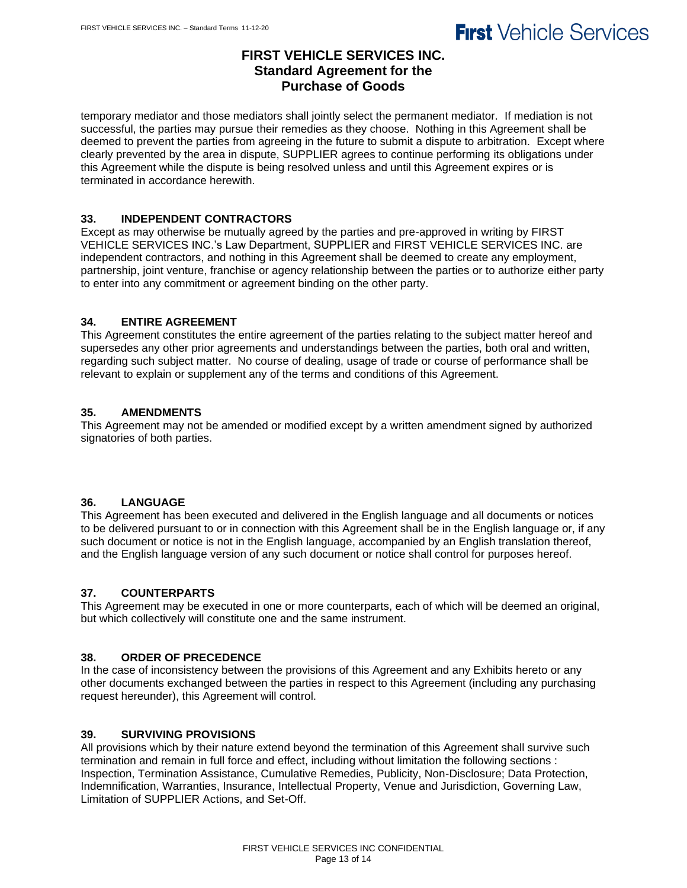# FIRST VEHICLE SERVICES INC.
## Standard Agreement for the Purchase of Goods

temporary mediator and those mediators shall jointly select the permanent mediator. If mediation is not successful, the parties may pursue their remedies as they choose. Nothing in this Agreement shall be deemed to prevent the parties from agreeing in the future to submit a dispute to arbitration. Except where clearly prevented by the area in dispute, SUPPLIER agrees to continue performing its obligations under this Agreement while the dispute is being resolved unless and until this Agreement expires or is terminated in accordance herewith.

### 33. INDEPENDENT CONTRACTORS

Except as may otherwise be mutually agreed by the parties and pre-approved in writing by FIRST VEHICLE SERVICES INC.'s Law Department, SUPPLIER and FIRST VEHICLE SERVICES INC. are independent contractors, and nothing in this Agreement shall be deemed to create any employment, partnership, joint venture, franchise or agency relationship between the parties or to authorize either party to enter into any commitment or agreement binding on the other party.

### 34. ENTIRE AGREEMENT

This Agreement constitutes the entire agreement of the parties relating to the subject matter hereof and supersedes any other prior agreements and understandings between the parties, both oral and written, regarding such subject matter. No course of dealing, usage of trade or course of performance shall be relevant to explain or supplement any of the terms and conditions of this Agreement.

### 35. AMENDMENTS

This Agreement may not be amended or modified except by a written amendment signed by authorized signatories of both parties.

### 36. LANGUAGE

This Agreement has been executed and delivered in the English language and all documents or notices to be delivered pursuant to or in connection with this Agreement shall be in the English language or, if any such document or notice is not in the English language, accompanied by an English translation thereof, and the English language version of any such document or notice shall control for purposes hereof.

### 37. COUNTERPARTS

This Agreement may be executed in one or more counterparts, each of which will be deemed an original, but which collectively will constitute one and the same instrument.

### 38. ORDER OF PRECEDENCE

In the case of inconsistency between the provisions of this Agreement and any Exhibits hereto or any other documents exchanged between the parties in respect to this Agreement (including any purchasing request hereunder), this Agreement will control.

### 39. SURVIVING PROVISIONS

All provisions which by their nature extend beyond the termination of this Agreement shall survive such termination and remain in full force and effect, including without limitation the following sections : Inspection, Termination Assistance, Cumulative Remedies, Publicity, Non-Disclosure; Data Protection, Indemnification, Warranties, Insurance, Intellectual Property, Venue and Jurisdiction, Governing Law, Limitation of SUPPLIER Actions, and Set-Off.

FIRST VEHICLE SERVICES INC CONFIDENTIAL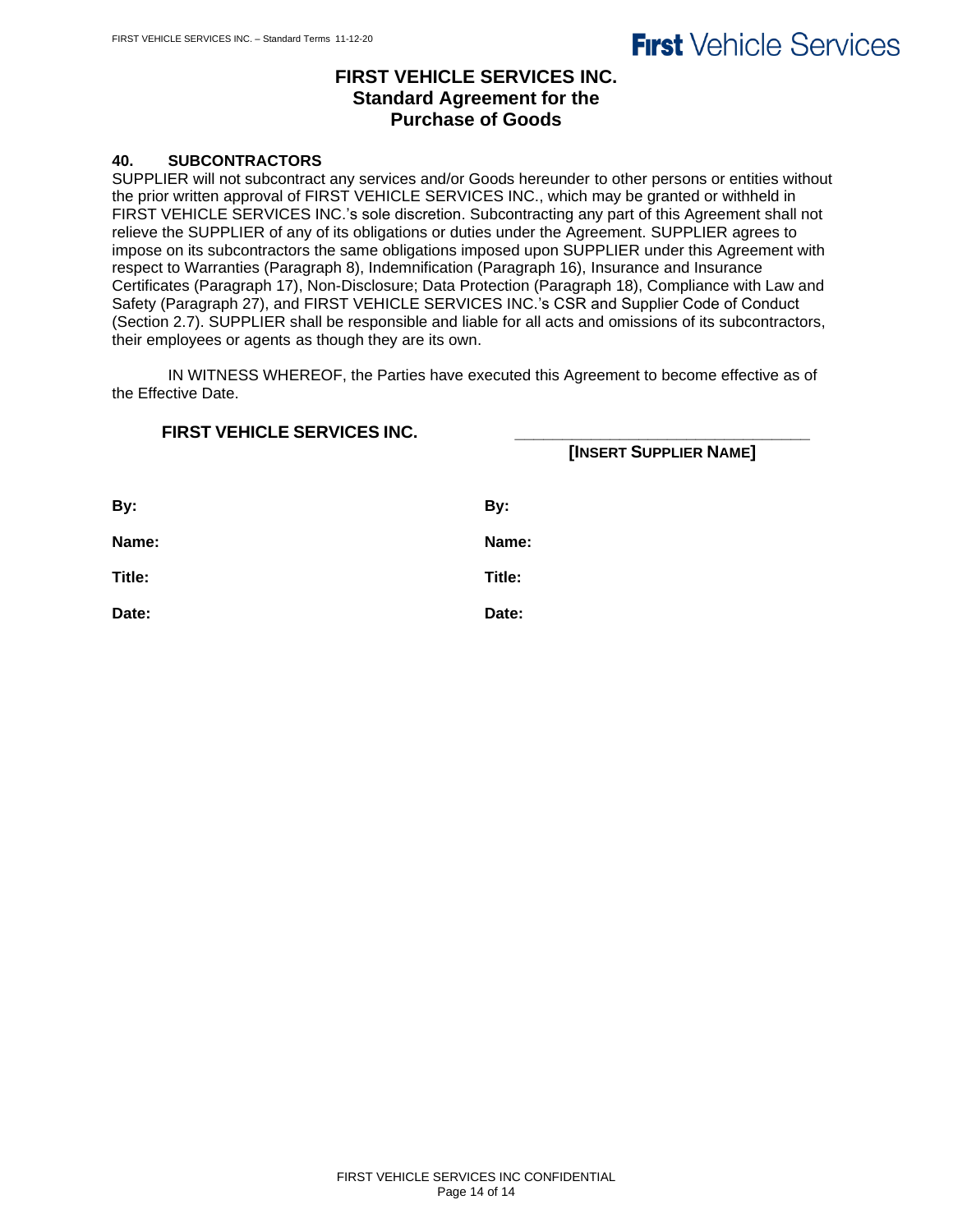# FIRST VEHICLE SERVICES INC.
## Standard Agreement for the Purchase of Goods

### 40. SUBCONTRACTORS

SUPPLIER will not subcontract any services and/or Goods hereunder to other persons or entities without the prior written approval of FIRST VEHICLE SERVICES INC., which may be granted or withheld in FIRST VEHICLE SERVICES INC.'s sole discretion. Subcontracting any part of this Agreement shall not relieve the SUPPLIER of any of its obligations or duties under the Agreement. SUPPLIER agrees to impose on its subcontractors the same obligations imposed upon SUPPLIER under this Agreement with respect to Warranties (Paragraph 8), Indemnification (Paragraph 16), Insurance and Insurance Certificates (Paragraph 17), Non-Disclosure; Data Protection (Paragraph 18), Compliance with Law and Safety (Paragraph 27), and FIRST VEHICLE SERVICES INC.'s CSR and Supplier Code of Conduct (Section 2.7). SUPPLIER shall be responsible and liable for all acts and omissions of its subcontractors, their employees or agents as though they are its own.

IN WITNESS WHEREOF, the Parties have executed this Agreement to become effective as of the Effective Date.

| **FIRST VEHICLE SERVICES INC.** | \_\_\_\_\_\_\_\_\_\_\_\_\_\_\_\_\_\_\_\_\_\_\_\_\_\_\_\_\_\_ **[INSERT SUPPLIER NAME]** |
|---|---|
| **By:** | **By:** |
| **Name:** | **Name:** |
| **Title:** | **Title:** |
| **Date:** | **Date:** |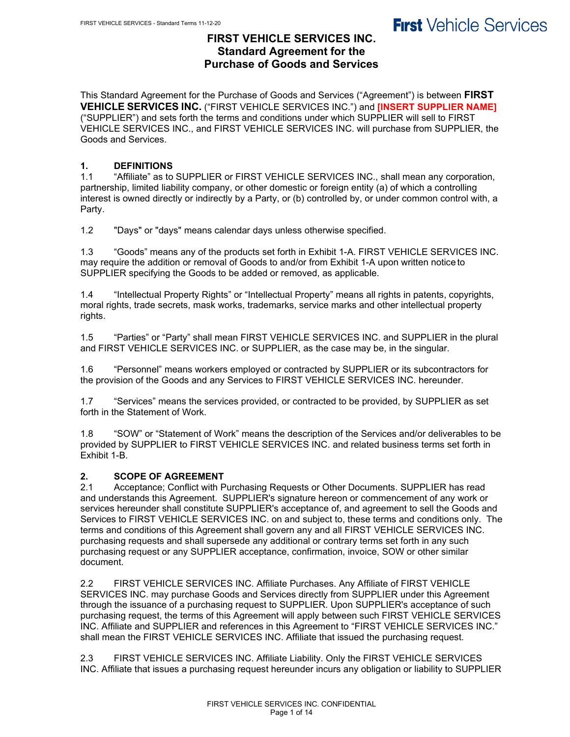# FIRST VEHICLE SERVICES INC.
# Standard Agreement for the Purchase of Goods and Services

This Standard Agreement for the Purchase of Goods and Services ("Agreement") is between **FIRST VEHICLE SERVICES INC.** ("FIRST VEHICLE SERVICES INC.") and **[INSERT SUPPLIER NAME]** ("SUPPLIER") and sets forth the terms and conditions under which SUPPLIER will sell to FIRST VEHICLE SERVICES INC., and FIRST VEHICLE SERVICES INC. will purchase from SUPPLIER, the Goods and Services.

## 1. DEFINITIONS

1.1 "Affiliate" as to SUPPLIER or FIRST VEHICLE SERVICES INC., shall mean any corporation, partnership, limited liability company, or other domestic or foreign entity (a) of which a controlling interest is owned directly or indirectly by a Party, or (b) controlled by, or under common control with, a Party.

1.2 "Days" or "days" means calendar days unless otherwise specified.

1.3 "Goods" means any of the products set forth in Exhibit 1-A. FIRST VEHICLE SERVICES INC. may require the addition or removal of Goods to and/or from Exhibit 1-A upon written notice to SUPPLIER specifying the Goods to be added or removed, as applicable.

1.4 "Intellectual Property Rights" or "Intellectual Property" means all rights in patents, copyrights, moral rights, trade secrets, mask works, trademarks, service marks and other intellectual property rights.

1.5 "Parties" or "Party" shall mean FIRST VEHICLE SERVICES INC. and SUPPLIER in the plural and FIRST VEHICLE SERVICES INC. or SUPPLIER, as the case may be, in the singular.

1.6 "Personnel" means workers employed or contracted by SUPPLIER or its subcontractors for the provision of the Goods and any Services to FIRST VEHICLE SERVICES INC. hereunder.

1.7 "Services" means the services provided, or contracted to be provided, by SUPPLIER as set forth in the Statement of Work.

1.8 "SOW" or "Statement of Work" means the description of the Services and/or deliverables to be provided by SUPPLIER to FIRST VEHICLE SERVICES INC. and related business terms set forth in Exhibit 1-B.

## 2. SCOPE OF AGREEMENT

2.1 Acceptance; Conflict with Purchasing Requests or Other Documents. SUPPLIER has read and understands this Agreement. SUPPLIER's signature hereon or commencement of any work or services hereunder shall constitute SUPPLIER's acceptance of, and agreement to sell the Goods and Services to FIRST VEHICLE SERVICES INC. on and subject to, these terms and conditions only. The terms and conditions of this Agreement shall govern any and all FIRST VEHICLE SERVICES INC. purchasing requests and shall supersede any additional or contrary terms set forth in any such purchasing request or any SUPPLIER acceptance, confirmation, invoice, SOW or other similar document.

2.2 FIRST VEHICLE SERVICES INC. Affiliate Purchases. Any Affiliate of FIRST VEHICLE SERVICES INC. may purchase Goods and Services directly from SUPPLIER under this Agreement through the issuance of a purchasing request to SUPPLIER. Upon SUPPLIER's acceptance of such purchasing request, the terms of this Agreement will apply between such FIRST VEHICLE SERVICES INC. Affiliate and SUPPLIER and references in this Agreement to "FIRST VEHICLE SERVICES INC." shall mean the FIRST VEHICLE SERVICES INC. Affiliate that issued the purchasing request.

2.3 FIRST VEHICLE SERVICES INC. Affiliate Liability. Only the FIRST VEHICLE SERVICES INC. Affiliate that issues a purchasing request hereunder incurs any obligation or liability to SUPPLIER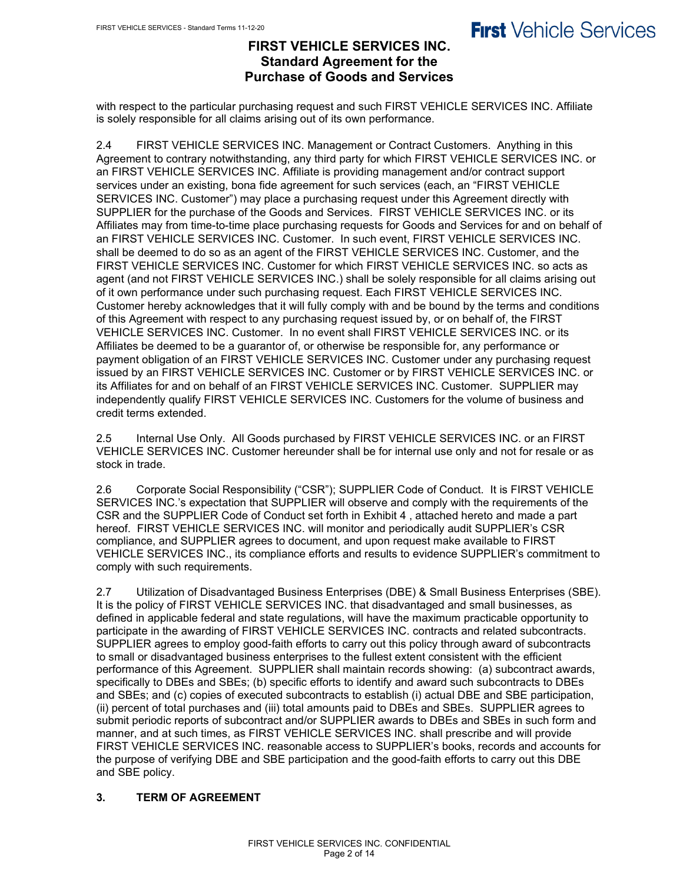with respect to the particular purchasing request and such FIRST VEHICLE SERVICES INC. Affiliate is solely responsible for all claims arising out of its own performance.

2.4 FIRST VEHICLE SERVICES INC. Management or Contract Customers. Anything in this Agreement to contrary notwithstanding, any third party for which FIRST VEHICLE SERVICES INC. or an FIRST VEHICLE SERVICES INC. Affiliate is providing management and/or contract support services under an existing, bona fide agreement for such services (each, an "FIRST VEHICLE SERVICES INC. Customer") may place a purchasing request under this Agreement directly with SUPPLIER for the purchase of the Goods and Services. FIRST VEHICLE SERVICES INC. or its Affiliates may from time-to-time place purchasing requests for Goods and Services for and on behalf of an FIRST VEHICLE SERVICES INC. Customer. In such event, FIRST VEHICLE SERVICES INC. shall be deemed to do so as an agent of the FIRST VEHICLE SERVICES INC. Customer, and the FIRST VEHICLE SERVICES INC. Customer for which FIRST VEHICLE SERVICES INC. so acts as agent (and not FIRST VEHICLE SERVICES INC.) shall be solely responsible for all claims arising out of it own performance under such purchasing request. Each FIRST VEHICLE SERVICES INC. Customer hereby acknowledges that it will fully comply with and be bound by the terms and conditions of this Agreement with respect to any purchasing request issued by, or on behalf of, the FIRST VEHICLE SERVICES INC. Customer. In no event shall FIRST VEHICLE SERVICES INC. or its Affiliates be deemed to be a guarantor of, or otherwise be responsible for, any performance or payment obligation of an FIRST VEHICLE SERVICES INC. Customer under any purchasing request issued by an FIRST VEHICLE SERVICES INC. Customer or by FIRST VEHICLE SERVICES INC. or its Affiliates for and on behalf of an FIRST VEHICLE SERVICES INC. Customer. SUPPLIER may independently qualify FIRST VEHICLE SERVICES INC. Customers for the volume of business and credit terms extended.

2.5 Internal Use Only. All Goods purchased by FIRST VEHICLE SERVICES INC. or an FIRST VEHICLE SERVICES INC. Customer hereunder shall be for internal use only and not for resale or as stock in trade.

2.6 Corporate Social Responsibility ("CSR"); SUPPLIER Code of Conduct. It is FIRST VEHICLE SERVICES INC.'s expectation that SUPPLIER will observe and comply with the requirements of the CSR and the SUPPLIER Code of Conduct set forth in Exhibit 4 , attached hereto and made a part hereof. FIRST VEHICLE SERVICES INC. will monitor and periodically audit SUPPLIER's CSR compliance, and SUPPLIER agrees to document, and upon request make available to FIRST VEHICLE SERVICES INC., its compliance efforts and results to evidence SUPPLIER's commitment to comply with such requirements.

2.7 Utilization of Disadvantaged Business Enterprises (DBE) & Small Business Enterprises (SBE). It is the policy of FIRST VEHICLE SERVICES INC. that disadvantaged and small businesses, as defined in applicable federal and state regulations, will have the maximum practicable opportunity to participate in the awarding of FIRST VEHICLE SERVICES INC. contracts and related subcontracts. SUPPLIER agrees to employ good-faith efforts to carry out this policy through award of subcontracts to small or disadvantaged business enterprises to the fullest extent consistent with the efficient performance of this Agreement. SUPPLIER shall maintain records showing: (a) subcontract awards, specifically to DBEs and SBEs; (b) specific efforts to identify and award such subcontracts to DBEs and SBEs; and (c) copies of executed subcontracts to establish (i) actual DBE and SBE participation, (ii) percent of total purchases and (iii) total amounts paid to DBEs and SBEs. SUPPLIER agrees to submit periodic reports of subcontract and/or SUPPLIER awards to DBEs and SBEs in such form and manner, and at such times, as FIRST VEHICLE SERVICES INC. shall prescribe and will provide FIRST VEHICLE SERVICES INC. reasonable access to SUPPLIER's books, records and accounts for the purpose of verifying DBE and SBE participation and the good-faith efforts to carry out this DBE and SBE policy.

## 3. TERM OF AGREEMENT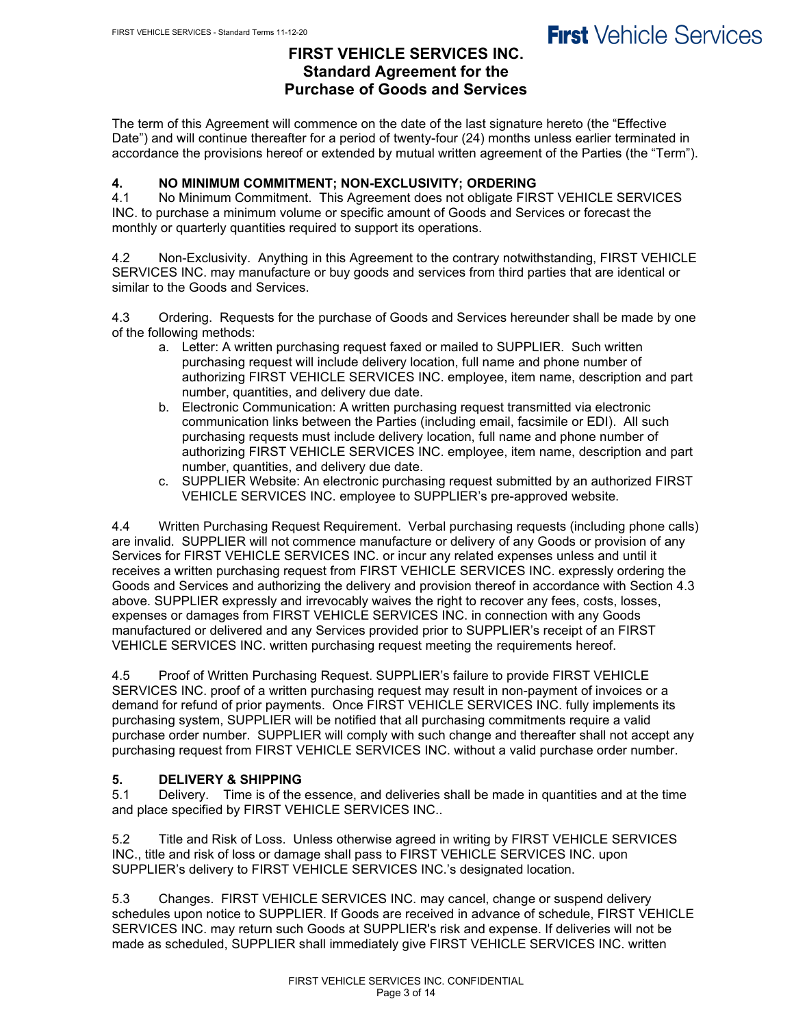# FIRST VEHICLE SERVICES INC.
## Standard Agreement for the Purchase of Goods and Services

The term of this Agreement will commence on the date of the last signature hereto (the "Effective Date") and will continue thereafter for a period of twenty-four (24) months unless earlier terminated in accordance the provisions hereof or extended by mutual written agreement of the Parties (the "Term").

**4. NO MINIMUM COMMITMENT; NON-EXCLUSIVITY; ORDERING**

4.1 No Minimum Commitment. This Agreement does not obligate FIRST VEHICLE SERVICES INC. to purchase a minimum volume or specific amount of Goods and Services or forecast the monthly or quarterly quantities required to support its operations.

4.2 Non-Exclusivity. Anything in this Agreement to the contrary notwithstanding, FIRST VEHICLE SERVICES INC. may manufacture or buy goods and services from third parties that are identical or similar to the Goods and Services.

4.3 Ordering. Requests for the purchase of Goods and Services hereunder shall be made by one of the following methods:

a. Letter: A written purchasing request faxed or mailed to SUPPLIER. Such written purchasing request will include delivery location, full name and phone number of authorizing FIRST VEHICLE SERVICES INC. employee, item name, description and part number, quantities, and delivery due date.

b. Electronic Communication: A written purchasing request transmitted via electronic communication links between the Parties (including email, facsimile or EDI). All such purchasing requests must include delivery location, full name and phone number of authorizing FIRST VEHICLE SERVICES INC. employee, item name, description and part number, quantities, and delivery due date.

c. SUPPLIER Website: An electronic purchasing request submitted by an authorized FIRST VEHICLE SERVICES INC. employee to SUPPLIER's pre-approved website.

4.4 Written Purchasing Request Requirement. Verbal purchasing requests (including phone calls) are invalid. SUPPLIER will not commence manufacture or delivery of any Goods or provision of any Services for FIRST VEHICLE SERVICES INC. or incur any related expenses unless and until it receives a written purchasing request from FIRST VEHICLE SERVICES INC. expressly ordering the Goods and Services and authorizing the delivery and provision thereof in accordance with Section 4.3 above. SUPPLIER expressly and irrevocably waives the right to recover any fees, costs, losses, expenses or damages from FIRST VEHICLE SERVICES INC. in connection with any Goods manufactured or delivered and any Services provided prior to SUPPLIER's receipt of an FIRST VEHICLE SERVICES INC. written purchasing request meeting the requirements hereof.

4.5 Proof of Written Purchasing Request. SUPPLIER's failure to provide FIRST VEHICLE SERVICES INC. proof of a written purchasing request may result in non-payment of invoices or a demand for refund of prior payments. Once FIRST VEHICLE SERVICES INC. fully implements its purchasing system, SUPPLIER will be notified that all purchasing commitments require a valid purchase order number. SUPPLIER will comply with such change and thereafter shall not accept any purchasing request from FIRST VEHICLE SERVICES INC. without a valid purchase order number.

**5. DELIVERY & SHIPPING**

5.1 Delivery. Time is of the essence, and deliveries shall be made in quantities and at the time and place specified by FIRST VEHICLE SERVICES INC..

5.2 Title and Risk of Loss. Unless otherwise agreed in writing by FIRST VEHICLE SERVICES INC., title and risk of loss or damage shall pass to FIRST VEHICLE SERVICES INC. upon SUPPLIER's delivery to FIRST VEHICLE SERVICES INC.'s designated location.

5.3 Changes. FIRST VEHICLE SERVICES INC. may cancel, change or suspend delivery schedules upon notice to SUPPLIER. If Goods are received in advance of schedule, FIRST VEHICLE SERVICES INC. may return such Goods at SUPPLIER's risk and expense. If deliveries will not be made as scheduled, SUPPLIER shall immediately give FIRST VEHICLE SERVICES INC. written

FIRST VEHICLE SERVICES INC. CONFIDENTIAL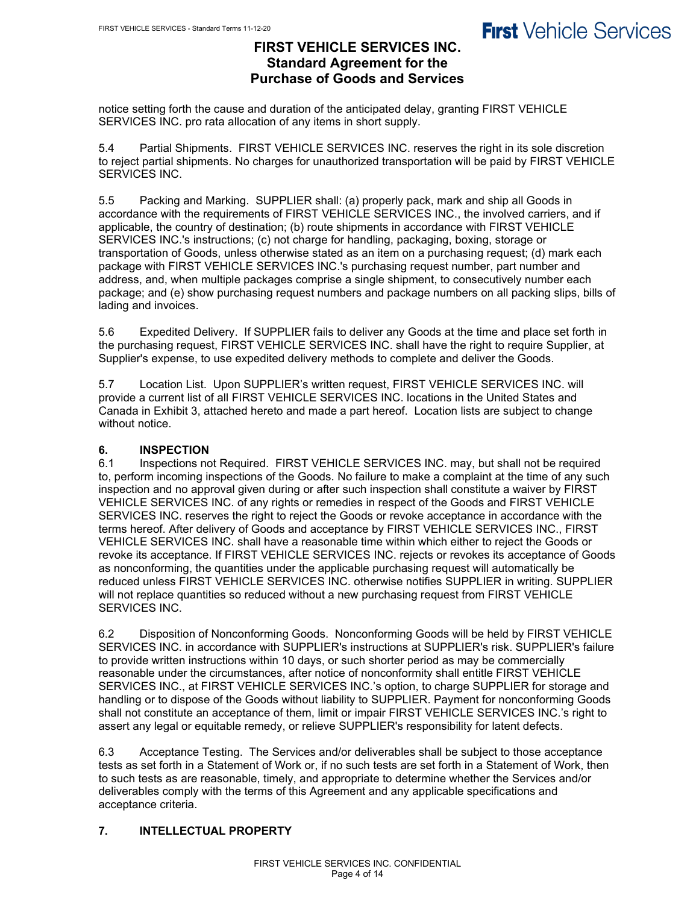notice setting forth the cause and duration of the anticipated delay, granting FIRST VEHICLE SERVICES INC. pro rata allocation of any items in short supply.

5.4 Partial Shipments. FIRST VEHICLE SERVICES INC. reserves the right in its sole discretion to reject partial shipments. No charges for unauthorized transportation will be paid by FIRST VEHICLE SERVICES INC.

5.5 Packing and Marking. SUPPLIER shall: (a) properly pack, mark and ship all Goods in accordance with the requirements of FIRST VEHICLE SERVICES INC., the involved carriers, and if applicable, the country of destination; (b) route shipments in accordance with FIRST VEHICLE SERVICES INC.'s instructions; (c) not charge for handling, packaging, boxing, storage or transportation of Goods, unless otherwise stated as an item on a purchasing request; (d) mark each package with FIRST VEHICLE SERVICES INC.'s purchasing request number, part number and address, and, when multiple packages comprise a single shipment, to consecutively number each package; and (e) show purchasing request numbers and package numbers on all packing slips, bills of lading and invoices.

5.6 Expedited Delivery. If SUPPLIER fails to deliver any Goods at the time and place set forth in the purchasing request, FIRST VEHICLE SERVICES INC. shall have the right to require Supplier, at Supplier's expense, to use expedited delivery methods to complete and deliver the Goods.

5.7 Location List. Upon SUPPLIER's written request, FIRST VEHICLE SERVICES INC. will provide a current list of all FIRST VEHICLE SERVICES INC. locations in the United States and Canada in Exhibit 3, attached hereto and made a part hereof. Location lists are subject to change without notice.

## 6. INSPECTION

6.1 Inspections not Required. FIRST VEHICLE SERVICES INC. may, but shall not be required to, perform incoming inspections of the Goods. No failure to make a complaint at the time of any such inspection and no approval given during or after such inspection shall constitute a waiver by FIRST VEHICLE SERVICES INC. of any rights or remedies in respect of the Goods and FIRST VEHICLE SERVICES INC. reserves the right to reject the Goods or revoke acceptance in accordance with the terms hereof. After delivery of Goods and acceptance by FIRST VEHICLE SERVICES INC., FIRST VEHICLE SERVICES INC. shall have a reasonable time within which either to reject the Goods or revoke its acceptance. If FIRST VEHICLE SERVICES INC. rejects or revokes its acceptance of Goods as nonconforming, the quantities under the applicable purchasing request will automatically be reduced unless FIRST VEHICLE SERVICES INC. otherwise notifies SUPPLIER in writing. SUPPLIER will not replace quantities so reduced without a new purchasing request from FIRST VEHICLE SERVICES INC.

6.2 Disposition of Nonconforming Goods. Nonconforming Goods will be held by FIRST VEHICLE SERVICES INC. in accordance with SUPPLIER's instructions at SUPPLIER's risk. SUPPLIER's failure to provide written instructions within 10 days, or such shorter period as may be commercially reasonable under the circumstances, after notice of nonconformity shall entitle FIRST VEHICLE SERVICES INC., at FIRST VEHICLE SERVICES INC.'s option, to charge SUPPLIER for storage and handling or to dispose of the Goods without liability to SUPPLIER. Payment for nonconforming Goods shall not constitute an acceptance of them, limit or impair FIRST VEHICLE SERVICES INC.'s right to assert any legal or equitable remedy, or relieve SUPPLIER's responsibility for latent defects.

6.3 Acceptance Testing. The Services and/or deliverables shall be subject to those acceptance tests as set forth in a Statement of Work or, if no such tests are set forth in a Statement of Work, then to such tests as are reasonable, timely, and appropriate to determine whether the Services and/or deliverables comply with the terms of this Agreement and any applicable specifications and acceptance criteria.

## 7. INTELLECTUAL PROPERTY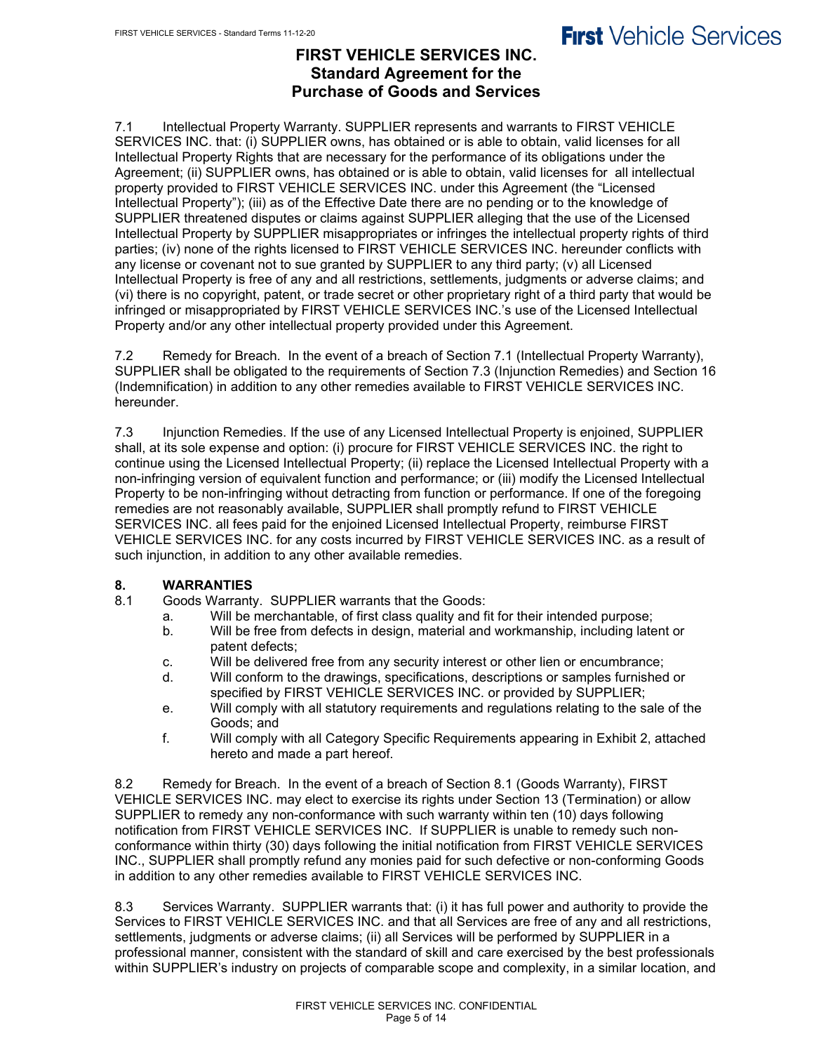7.1 Intellectual Property Warranty. SUPPLIER represents and warrants to FIRST VEHICLE SERVICES INC. that: (i) SUPPLIER owns, has obtained or is able to obtain, valid licenses for all Intellectual Property Rights that are necessary for the performance of its obligations under the Agreement; (ii) SUPPLIER owns, has obtained or is able to obtain, valid licenses for all intellectual property provided to FIRST VEHICLE SERVICES INC. under this Agreement (the "Licensed Intellectual Property"); (iii) as of the Effective Date there are no pending or to the knowledge of SUPPLIER threatened disputes or claims against SUPPLIER alleging that the use of the Licensed Intellectual Property by SUPPLIER misappropriates or infringes the intellectual property rights of third parties; (iv) none of the rights licensed to FIRST VEHICLE SERVICES INC. hereunder conflicts with any license or covenant not to sue granted by SUPPLIER to any third party; (v) all Licensed Intellectual Property is free of any and all restrictions, settlements, judgments or adverse claims; and (vi) there is no copyright, patent, or trade secret or other proprietary right of a third party that would be infringed or misappropriated by FIRST VEHICLE SERVICES INC.'s use of the Licensed Intellectual Property and/or any other intellectual property provided under this Agreement.

7.2 Remedy for Breach. In the event of a breach of Section 7.1 (Intellectual Property Warranty), SUPPLIER shall be obligated to the requirements of Section 7.3 (Injunction Remedies) and Section 16 (Indemnification) in addition to any other remedies available to FIRST VEHICLE SERVICES INC. hereunder.

7.3 Injunction Remedies. If the use of any Licensed Intellectual Property is enjoined, SUPPLIER shall, at its sole expense and option: (i) procure for FIRST VEHICLE SERVICES INC. the right to continue using the Licensed Intellectual Property; (ii) replace the Licensed Intellectual Property with a non-infringing version of equivalent function and performance; or (iii) modify the Licensed Intellectual Property to be non-infringing without detracting from function or performance. If one of the foregoing remedies are not reasonably available, SUPPLIER shall promptly refund to FIRST VEHICLE SERVICES INC. all fees paid for the enjoined Licensed Intellectual Property, reimburse FIRST VEHICLE SERVICES INC. for any costs incurred by FIRST VEHICLE SERVICES INC. as a result of such injunction, in addition to any other available remedies.

## 8. WARRANTIES

8.1 Goods Warranty. SUPPLIER warrants that the Goods:

- a. Will be merchantable, of first class quality and fit for their intended purpose;
- b. Will be free from defects in design, material and workmanship, including latent or patent defects;
- c. Will be delivered free from any security interest or other lien or encumbrance;
- d. Will conform to the drawings, specifications, descriptions or samples furnished or specified by FIRST VEHICLE SERVICES INC. or provided by SUPPLIER;
- e. Will comply with all statutory requirements and regulations relating to the sale of the Goods; and
- f. Will comply with all Category Specific Requirements appearing in Exhibit 2, attached hereto and made a part hereof.

8.2 Remedy for Breach. In the event of a breach of Section 8.1 (Goods Warranty), FIRST VEHICLE SERVICES INC. may elect to exercise its rights under Section 13 (Termination) or allow SUPPLIER to remedy any non-conformance with such warranty within ten (10) days following notification from FIRST VEHICLE SERVICES INC. If SUPPLIER is unable to remedy such non-conformance within thirty (30) days following the initial notification from FIRST VEHICLE SERVICES INC., SUPPLIER shall promptly refund any monies paid for such defective or non-conforming Goods in addition to any other remedies available to FIRST VEHICLE SERVICES INC.

8.3 Services Warranty. SUPPLIER warrants that: (i) it has full power and authority to provide the Services to FIRST VEHICLE SERVICES INC. and that all Services are free of any and all restrictions, settlements, judgments or adverse claims; (ii) all Services will be performed by SUPPLIER in a professional manner, consistent with the standard of skill and care exercised by the best professionals within SUPPLIER's industry on projects of comparable scope and complexity, in a similar location, and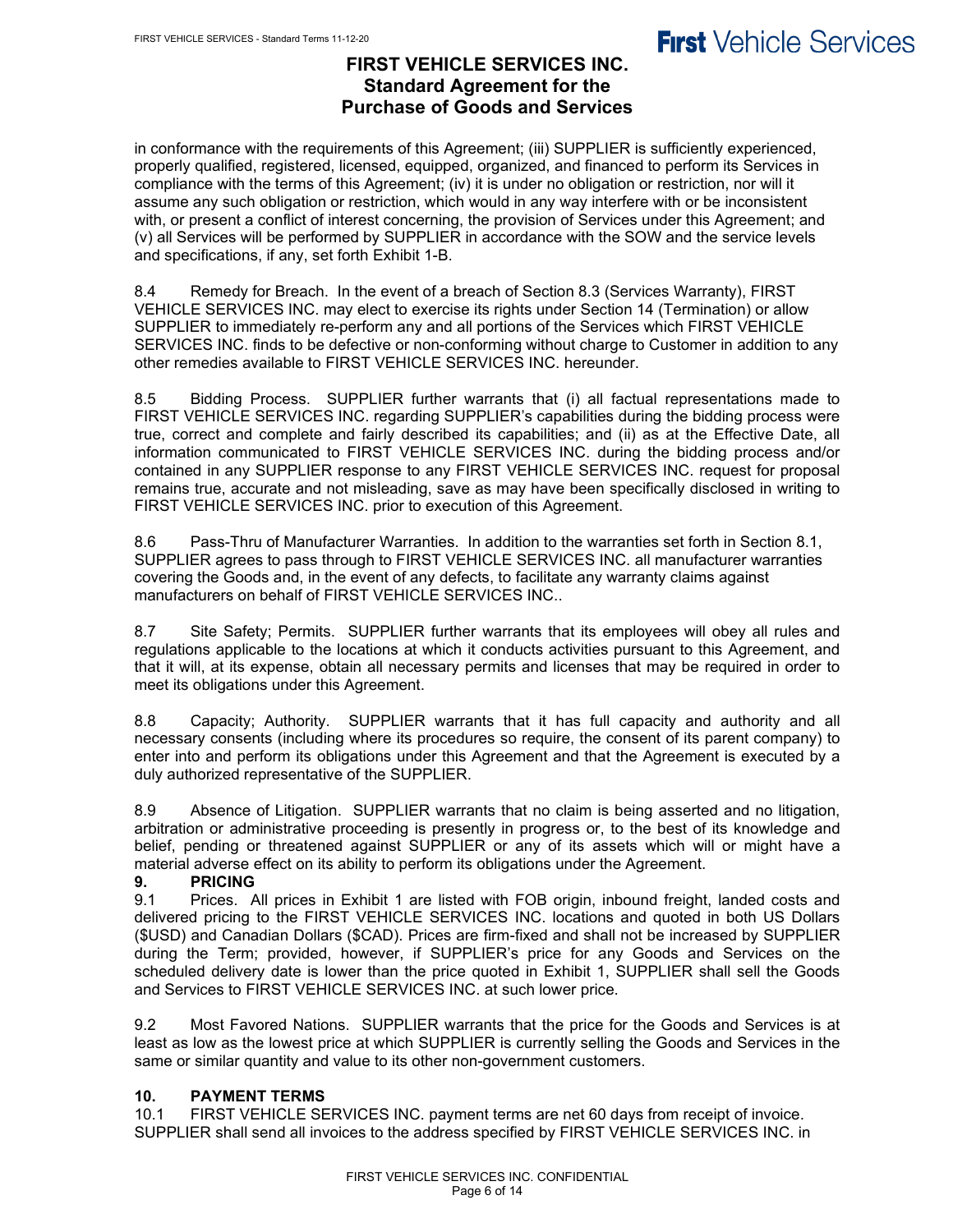in conformance with the requirements of this Agreement; (iii) SUPPLIER is sufficiently experienced, properly qualified, registered, licensed, equipped, organized, and financed to perform its Services in compliance with the terms of this Agreement; (iv) it is under no obligation or restriction, nor will it assume any such obligation or restriction, which would in any way interfere with or be inconsistent with, or present a conflict of interest concerning, the provision of Services under this Agreement; and (v) all Services will be performed by SUPPLIER in accordance with the SOW and the service levels and specifications, if any, set forth Exhibit 1-B.

8.4 Remedy for Breach. In the event of a breach of Section 8.3 (Services Warranty), FIRST VEHICLE SERVICES INC. may elect to exercise its rights under Section 14 (Termination) or allow SUPPLIER to immediately re-perform any and all portions of the Services which FIRST VEHICLE SERVICES INC. finds to be defective or non-conforming without charge to Customer in addition to any other remedies available to FIRST VEHICLE SERVICES INC. hereunder.

8.5 Bidding Process. SUPPLIER further warrants that (i) all factual representations made to FIRST VEHICLE SERVICES INC. regarding SUPPLIER's capabilities during the bidding process were true, correct and complete and fairly described its capabilities; and (ii) as at the Effective Date, all information communicated to FIRST VEHICLE SERVICES INC. during the bidding process and/or contained in any SUPPLIER response to any FIRST VEHICLE SERVICES INC. request for proposal remains true, accurate and not misleading, save as may have been specifically disclosed in writing to FIRST VEHICLE SERVICES INC. prior to execution of this Agreement.

8.6 Pass-Thru of Manufacturer Warranties. In addition to the warranties set forth in Section 8.1, SUPPLIER agrees to pass through to FIRST VEHICLE SERVICES INC. all manufacturer warranties covering the Goods and, in the event of any defects, to facilitate any warranty claims against manufacturers on behalf of FIRST VEHICLE SERVICES INC..

8.7 Site Safety; Permits. SUPPLIER further warrants that its employees will obey all rules and regulations applicable to the locations at which it conducts activities pursuant to this Agreement, and that it will, at its expense, obtain all necessary permits and licenses that may be required in order to meet its obligations under this Agreement.

8.8 Capacity; Authority. SUPPLIER warrants that it has full capacity and authority and all necessary consents (including where its procedures so require, the consent of its parent company) to enter into and perform its obligations under this Agreement and that the Agreement is executed by a duly authorized representative of the SUPPLIER.

8.9 Absence of Litigation. SUPPLIER warrants that no claim is being asserted and no litigation, arbitration or administrative proceeding is presently in progress or, to the best of its knowledge and belief, pending or threatened against SUPPLIER or any of its assets which will or might have a material adverse effect on its ability to perform its obligations under the Agreement.

## 9. PRICING

9.1 Prices. All prices in Exhibit 1 are listed with FOB origin, inbound freight, landed costs and delivered pricing to the FIRST VEHICLE SERVICES INC. locations and quoted in both US Dollars ($USD) and Canadian Dollars ($CAD). Prices are firm-fixed and shall not be increased by SUPPLIER during the Term; provided, however, if SUPPLIER's price for any Goods and Services on the scheduled delivery date is lower than the price quoted in Exhibit 1, SUPPLIER shall sell the Goods and Services to FIRST VEHICLE SERVICES INC. at such lower price.

9.2 Most Favored Nations. SUPPLIER warrants that the price for the Goods and Services is at least as low as the lowest price at which SUPPLIER is currently selling the Goods and Services in the same or similar quantity and value to its other non-government customers.

## 10. PAYMENT TERMS

10.1 FIRST VEHICLE SERVICES INC. payment terms are net 60 days from receipt of invoice. SUPPLIER shall send all invoices to the address specified by FIRST VEHICLE SERVICES INC. in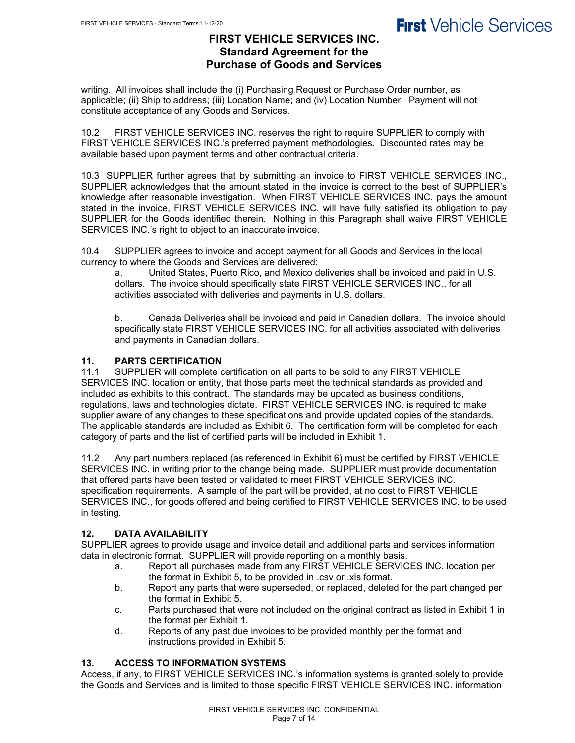writing. All invoices shall include the (i) Purchasing Request or Purchase Order number, as applicable; (ii) Ship to address; (iii) Location Name; and (iv) Location Number. Payment will not constitute acceptance of any Goods and Services.

10.2 FIRST VEHICLE SERVICES INC. reserves the right to require SUPPLIER to comply with FIRST VEHICLE SERVICES INC.'s preferred payment methodologies. Discounted rates may be available based upon payment terms and other contractual criteria.

10.3 SUPPLIER further agrees that by submitting an invoice to FIRST VEHICLE SERVICES INC., SUPPLIER acknowledges that the amount stated in the invoice is correct to the best of SUPPLIER's knowledge after reasonable investigation. When FIRST VEHICLE SERVICES INC. pays the amount stated in the invoice, FIRST VEHICLE SERVICES INC. will have fully satisfied its obligation to pay SUPPLIER for the Goods identified therein. Nothing in this Paragraph shall waive FIRST VEHICLE SERVICES INC.'s right to object to an inaccurate invoice.

10.4 SUPPLIER agrees to invoice and accept payment for all Goods and Services in the local currency to where the Goods and Services are delivered:

a. United States, Puerto Rico, and Mexico deliveries shall be invoiced and paid in U.S. dollars. The invoice should specifically state FIRST VEHICLE SERVICES INC., for all activities associated with deliveries and payments in U.S. dollars.

b. Canada Deliveries shall be invoiced and paid in Canadian dollars. The invoice should specifically state FIRST VEHICLE SERVICES INC. for all activities associated with deliveries and payments in Canadian dollars.

## 11. PARTS CERTIFICATION

11.1 SUPPLIER will complete certification on all parts to be sold to any FIRST VEHICLE SERVICES INC. location or entity, that those parts meet the technical standards as provided and included as exhibits to this contract. The standards may be updated as business conditions, regulations, laws and technologies dictate. FIRST VEHICLE SERVICES INC. is required to make supplier aware of any changes to these specifications and provide updated copies of the standards. The applicable standards are included as Exhibit 6. The certification form will be completed for each category of parts and the list of certified parts will be included in Exhibit 1.

11.2 Any part numbers replaced (as referenced in Exhibit 6) must be certified by FIRST VEHICLE SERVICES INC. in writing prior to the change being made. SUPPLIER must provide documentation that offered parts have been tested or validated to meet FIRST VEHICLE SERVICES INC. specification requirements. A sample of the part will be provided, at no cost to FIRST VEHICLE SERVICES INC., for goods offered and being certified to FIRST VEHICLE SERVICES INC. to be used in testing.

## 12. DATA AVAILABILITY

SUPPLIER agrees to provide usage and invoice detail and additional parts and services information data in electronic format. SUPPLIER will provide reporting on a monthly basis.

a. Report all purchases made from any FIRST VEHICLE SERVICES INC. location per the format in Exhibit 5, to be provided in .csv or .xls format.

b. Report any parts that were superseded, or replaced, deleted for the part changed per the format in Exhibit 5.

c. Parts purchased that were not included on the original contract as listed in Exhibit 1 in the format per Exhibit 1.

d. Reports of any past due invoices to be provided monthly per the format and instructions provided in Exhibit 5.

## 13. ACCESS TO INFORMATION SYSTEMS

Access, if any, to FIRST VEHICLE SERVICES INC.'s information systems is granted solely to provide the Goods and Services and is limited to those specific FIRST VEHICLE SERVICES INC. information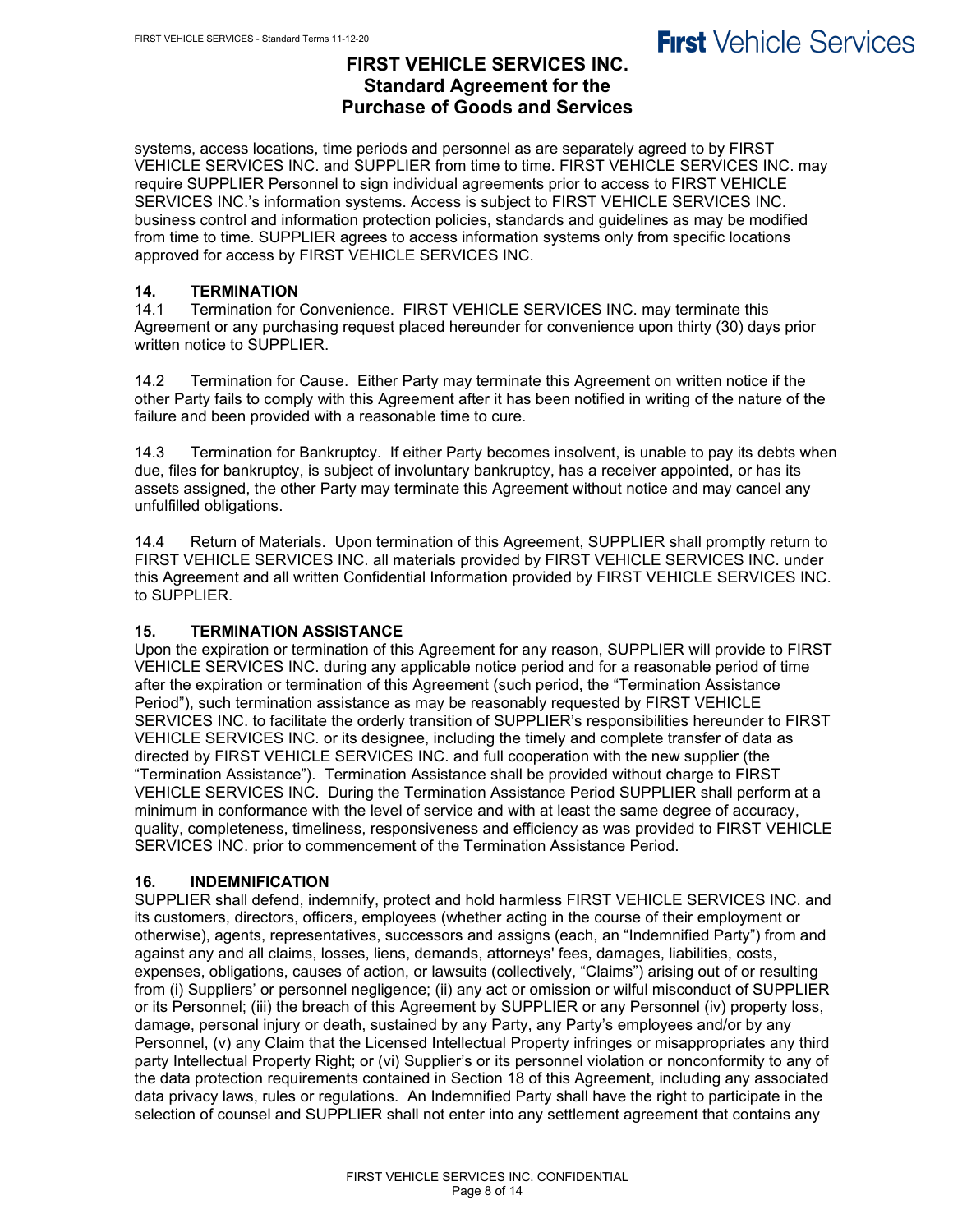systems, access locations, time periods and personnel as are separately agreed to by FIRST VEHICLE SERVICES INC. and SUPPLIER from time to time. FIRST VEHICLE SERVICES INC. may require SUPPLIER Personnel to sign individual agreements prior to access to FIRST VEHICLE SERVICES INC.'s information systems. Access is subject to FIRST VEHICLE SERVICES INC. business control and information protection policies, standards and guidelines as may be modified from time to time. SUPPLIER agrees to access information systems only from specific locations approved for access by FIRST VEHICLE SERVICES INC.

## 14. TERMINATION

14.1 Termination for Convenience. FIRST VEHICLE SERVICES INC. may terminate this Agreement or any purchasing request placed hereunder for convenience upon thirty (30) days prior written notice to SUPPLIER.

14.2 Termination for Cause. Either Party may terminate this Agreement on written notice if the other Party fails to comply with this Agreement after it has been notified in writing of the nature of the failure and been provided with a reasonable time to cure.

14.3 Termination for Bankruptcy. If either Party becomes insolvent, is unable to pay its debts when due, files for bankruptcy, is subject of involuntary bankruptcy, has a receiver appointed, or has its assets assigned, the other Party may terminate this Agreement without notice and may cancel any unfulfilled obligations.

14.4 Return of Materials. Upon termination of this Agreement, SUPPLIER shall promptly return to FIRST VEHICLE SERVICES INC. all materials provided by FIRST VEHICLE SERVICES INC. under this Agreement and all written Confidential Information provided by FIRST VEHICLE SERVICES INC. to SUPPLIER.

## 15. TERMINATION ASSISTANCE

Upon the expiration or termination of this Agreement for any reason, SUPPLIER will provide to FIRST VEHICLE SERVICES INC. during any applicable notice period and for a reasonable period of time after the expiration or termination of this Agreement (such period, the "Termination Assistance Period"), such termination assistance as may be reasonably requested by FIRST VEHICLE SERVICES INC. to facilitate the orderly transition of SUPPLIER's responsibilities hereunder to FIRST VEHICLE SERVICES INC. or its designee, including the timely and complete transfer of data as directed by FIRST VEHICLE SERVICES INC. and full cooperation with the new supplier (the "Termination Assistance"). Termination Assistance shall be provided without charge to FIRST VEHICLE SERVICES INC. During the Termination Assistance Period SUPPLIER shall perform at a minimum in conformance with the level of service and with at least the same degree of accuracy, quality, completeness, timeliness, responsiveness and efficiency as was provided to FIRST VEHICLE SERVICES INC. prior to commencement of the Termination Assistance Period.

## 16. INDEMNIFICATION

SUPPLIER shall defend, indemnify, protect and hold harmless FIRST VEHICLE SERVICES INC. and its customers, directors, officers, employees (whether acting in the course of their employment or otherwise), agents, representatives, successors and assigns (each, an "Indemnified Party") from and against any and all claims, losses, liens, demands, attorneys' fees, damages, liabilities, costs, expenses, obligations, causes of action, or lawsuits (collectively, "Claims") arising out of or resulting from (i) Suppliers' or personnel negligence; (ii) any act or omission or wilful misconduct of SUPPLIER or its Personnel; (iii) the breach of this Agreement by SUPPLIER or any Personnel (iv) property loss, damage, personal injury or death, sustained by any Party, any Party's employees and/or by any Personnel, (v) any Claim that the Licensed Intellectual Property infringes or misappropriates any third party Intellectual Property Right; or (vi) Supplier's or its personnel violation or nonconformity to any of the data protection requirements contained in Section 18 of this Agreement, including any associated data privacy laws, rules or regulations. An Indemnified Party shall have the right to participate in the selection of counsel and SUPPLIER shall not enter into any settlement agreement that contains any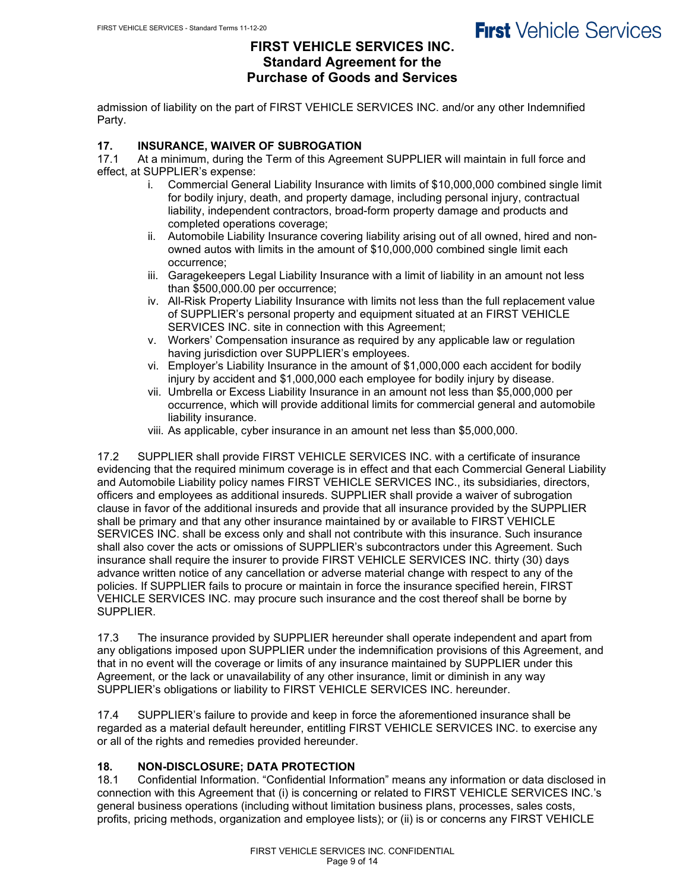admission of liability on the part of FIRST VEHICLE SERVICES INC. and/or any other Indemnified Party.

### 17. INSURANCE, WAIVER OF SUBROGATION

17.1 At a minimum, during the Term of this Agreement SUPPLIER will maintain in full force and effect, at SUPPLIER's expense:

i. Commercial General Liability Insurance with limits of $10,000,000 combined single limit for bodily injury, death, and property damage, including personal injury, contractual liability, independent contractors, broad-form property damage and products and completed operations coverage;
ii. Automobile Liability Insurance covering liability arising out of all owned, hired and non-owned autos with limits in the amount of $10,000,000 combined single limit each occurrence;
iii. Garagekeepers Legal Liability Insurance with a limit of liability in an amount not less than $500,000.00 per occurrence;
iv. All-Risk Property Liability Insurance with limits not less than the full replacement value of SUPPLIER's personal property and equipment situated at an FIRST VEHICLE SERVICES INC. site in connection with this Agreement;
v. Workers' Compensation insurance as required by any applicable law or regulation having jurisdiction over SUPPLIER's employees.
vi. Employer's Liability Insurance in the amount of $1,000,000 each accident for bodily injury by accident and $1,000,000 each employee for bodily injury by disease.
vii. Umbrella or Excess Liability Insurance in an amount not less than $5,000,000 per occurrence, which will provide additional limits for commercial general and automobile liability insurance.
viii. As applicable, cyber insurance in an amount net less than $5,000,000.

17.2 SUPPLIER shall provide FIRST VEHICLE SERVICES INC. with a certificate of insurance evidencing that the required minimum coverage is in effect and that each Commercial General Liability and Automobile Liability policy names FIRST VEHICLE SERVICES INC., its subsidiaries, directors, officers and employees as additional insureds. SUPPLIER shall provide a waiver of subrogation clause in favor of the additional insureds and provide that all insurance provided by the SUPPLIER shall be primary and that any other insurance maintained by or available to FIRST VEHICLE SERVICES INC. shall be excess only and shall not contribute with this insurance. Such insurance shall also cover the acts or omissions of SUPPLIER's subcontractors under this Agreement. Such insurance shall require the insurer to provide FIRST VEHICLE SERVICES INC. thirty (30) days advance written notice of any cancellation or adverse material change with respect to any of the policies. If SUPPLIER fails to procure or maintain in force the insurance specified herein, FIRST VEHICLE SERVICES INC. may procure such insurance and the cost thereof shall be borne by SUPPLIER.

17.3 The insurance provided by SUPPLIER hereunder shall operate independent and apart from any obligations imposed upon SUPPLIER under the indemnification provisions of this Agreement, and that in no event will the coverage or limits of any insurance maintained by SUPPLIER under this Agreement, or the lack or unavailability of any other insurance, limit or diminish in any way SUPPLIER's obligations or liability to FIRST VEHICLE SERVICES INC. hereunder.

17.4 SUPPLIER's failure to provide and keep in force the aforementioned insurance shall be regarded as a material default hereunder, entitling FIRST VEHICLE SERVICES INC. to exercise any or all of the rights and remedies provided hereunder.

### 18. NON-DISCLOSURE; DATA PROTECTION

18.1 Confidential Information. "Confidential Information" means any information or data disclosed in connection with this Agreement that (i) is concerning or related to FIRST VEHICLE SERVICES INC.'s general business operations (including without limitation business plans, processes, sales costs, profits, pricing methods, organization and employee lists); or (ii) is or concerns any FIRST VEHICLE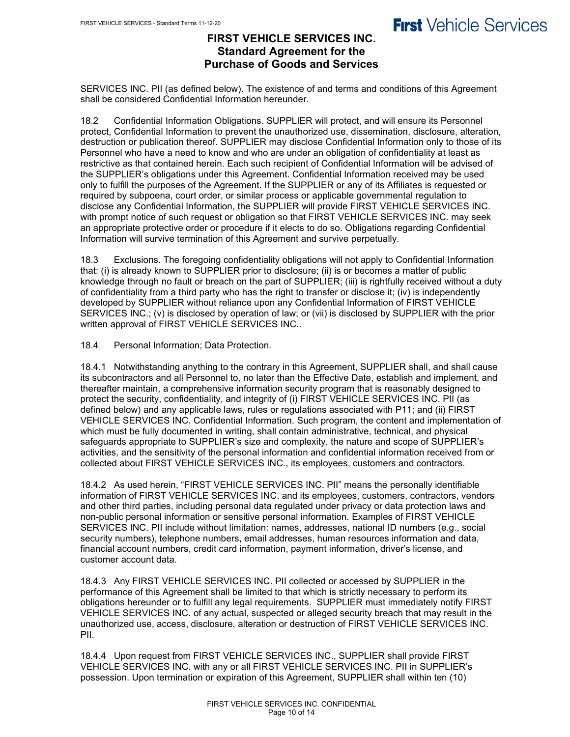SERVICES INC. PII (as defined below). The existence of and terms and conditions of this Agreement shall be considered Confidential Information hereunder.

18.2 Confidential Information Obligations. SUPPLIER will protect, and will ensure its Personnel protect, Confidential Information to prevent the unauthorized use, dissemination, disclosure, alteration, destruction or publication thereof. SUPPLIER may disclose Confidential Information only to those of its Personnel who have a need to know and who are under an obligation of confidentiality at least as restrictive as that contained herein. Each such recipient of Confidential Information will be advised of the SUPPLIER's obligations under this Agreement. Confidential Information received may be used only to fulfill the purposes of the Agreement. If the SUPPLIER or any of its Affiliates is requested or required by subpoena, court order, or similar process or applicable governmental regulation to disclose any Confidential Information, the SUPPLIER will provide FIRST VEHICLE SERVICES INC. with prompt notice of such request or obligation so that FIRST VEHICLE SERVICES INC. may seek an appropriate protective order or procedure if it elects to do so. Obligations regarding Confidential Information will survive termination of this Agreement and survive perpetually.

18.3 Exclusions. The foregoing confidentiality obligations will not apply to Confidential Information that: (i) is already known to SUPPLIER prior to disclosure; (ii) is or becomes a matter of public knowledge through no fault or breach on the part of SUPPLIER; (iii) is rightfully received without a duty of confidentiality from a third party who has the right to transfer or disclose it; (iv) is independently developed by SUPPLIER without reliance upon any Confidential Information of FIRST VEHICLE SERVICES INC.; (v) is disclosed by operation of law; or (vii) is disclosed by SUPPLIER with the prior written approval of FIRST VEHICLE SERVICES INC..

18.4 Personal Information; Data Protection.

18.4.1 Notwithstanding anything to the contrary in this Agreement, SUPPLIER shall, and shall cause its subcontractors and all Personnel to, no later than the Effective Date, establish and implement, and thereafter maintain, a comprehensive information security program that is reasonably designed to protect the security, confidentiality, and integrity of (i) FIRST VEHICLE SERVICES INC. PII (as defined below) and any applicable laws, rules or regulations associated with P11; and (ii) FIRST VEHICLE SERVICES INC. Confidential Information. Such program, the content and implementation of which must be fully documented in writing, shall contain administrative, technical, and physical safeguards appropriate to SUPPLIER's size and complexity, the nature and scope of SUPPLIER's activities, and the sensitivity of the personal information and confidential information received from or collected about FIRST VEHICLE SERVICES INC., its employees, customers and contractors.

18.4.2 As used herein, "FIRST VEHICLE SERVICES INC. PII" means the personally identifiable information of FIRST VEHICLE SERVICES INC. and its employees, customers, contractors, vendors and other third parties, including personal data regulated under privacy or data protection laws and non-public personal information or sensitive personal information. Examples of FIRST VEHICLE SERVICES INC. PII include without limitation: names, addresses, national ID numbers (e.g., social security numbers), telephone numbers, email addresses, human resources information and data, financial account numbers, credit card information, payment information, driver's license, and customer account data.

18.4.3 Any FIRST VEHICLE SERVICES INC. PII collected or accessed by SUPPLIER in the performance of this Agreement shall be limited to that which is strictly necessary to perform its obligations hereunder or to fulfill any legal requirements. SUPPLIER must immediately notify FIRST VEHICLE SERVICES INC. of any actual, suspected or alleged security breach that may result in the unauthorized use, access, disclosure, alteration or destruction of FIRST VEHICLE SERVICES INC. PII.

18.4.4 Upon request from FIRST VEHICLE SERVICES INC., SUPPLIER shall provide FIRST VEHICLE SERVICES INC. with any or all FIRST VEHICLE SERVICES INC. PII in SUPPLIER's possession. Upon termination or expiration of this Agreement, SUPPLIER shall within ten (10)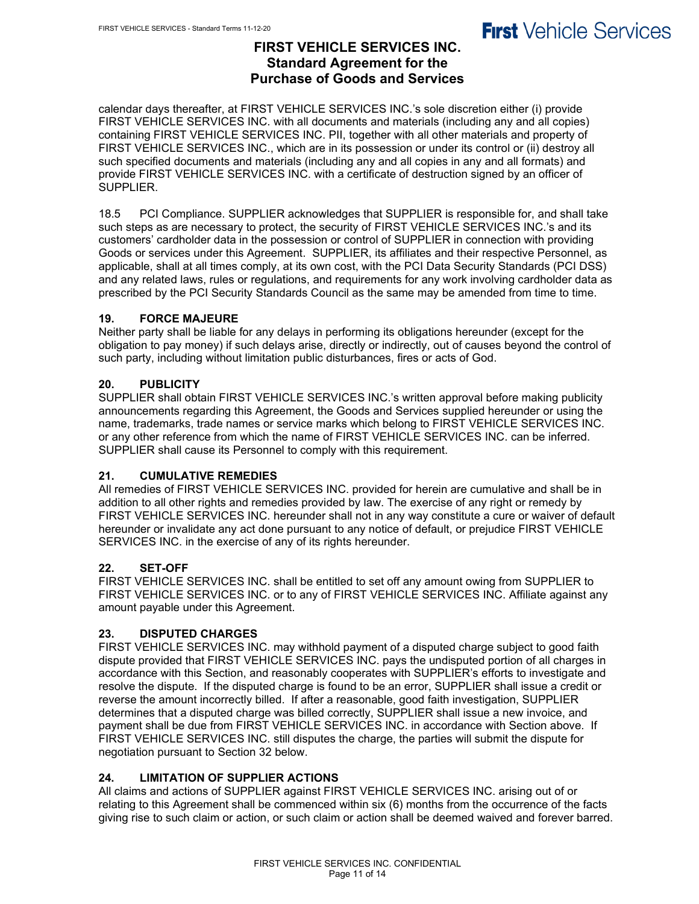calendar days thereafter, at FIRST VEHICLE SERVICES INC.'s sole discretion either (i) provide FIRST VEHICLE SERVICES INC. with all documents and materials (including any and all copies) containing FIRST VEHICLE SERVICES INC. PII, together with all other materials and property of FIRST VEHICLE SERVICES INC., which are in its possession or under its control or (ii) destroy all such specified documents and materials (including any and all copies in any and all formats) and provide FIRST VEHICLE SERVICES INC. with a certificate of destruction signed by an officer of SUPPLIER.

18.5 PCI Compliance. SUPPLIER acknowledges that SUPPLIER is responsible for, and shall take such steps as are necessary to protect, the security of FIRST VEHICLE SERVICES INC.'s and its customers' cardholder data in the possession or control of SUPPLIER in connection with providing Goods or services under this Agreement. SUPPLIER, its affiliates and their respective Personnel, as applicable, shall at all times comply, at its own cost, with the PCI Data Security Standards (PCI DSS) and any related laws, rules or regulations, and requirements for any work involving cardholder data as prescribed by the PCI Security Standards Council as the same may be amended from time to time.

### 19. FORCE MAJEURE

Neither party shall be liable for any delays in performing its obligations hereunder (except for the obligation to pay money) if such delays arise, directly or indirectly, out of causes beyond the control of such party, including without limitation public disturbances, fires or acts of God.

### 20. PUBLICITY

SUPPLIER shall obtain FIRST VEHICLE SERVICES INC.'s written approval before making publicity announcements regarding this Agreement, the Goods and Services supplied hereunder or using the name, trademarks, trade names or service marks which belong to FIRST VEHICLE SERVICES INC. or any other reference from which the name of FIRST VEHICLE SERVICES INC. can be inferred. SUPPLIER shall cause its Personnel to comply with this requirement.

### 21. CUMULATIVE REMEDIES

All remedies of FIRST VEHICLE SERVICES INC. provided for herein are cumulative and shall be in addition to all other rights and remedies provided by law. The exercise of any right or remedy by FIRST VEHICLE SERVICES INC. hereunder shall not in any way constitute a cure or waiver of default hereunder or invalidate any act done pursuant to any notice of default, or prejudice FIRST VEHICLE SERVICES INC. in the exercise of any of its rights hereunder.

### 22. SET-OFF

FIRST VEHICLE SERVICES INC. shall be entitled to set off any amount owing from SUPPLIER to FIRST VEHICLE SERVICES INC. or to any of FIRST VEHICLE SERVICES INC. Affiliate against any amount payable under this Agreement.

### 23. DISPUTED CHARGES

FIRST VEHICLE SERVICES INC. may withhold payment of a disputed charge subject to good faith dispute provided that FIRST VEHICLE SERVICES INC. pays the undisputed portion of all charges in accordance with this Section, and reasonably cooperates with SUPPLIER's efforts to investigate and resolve the dispute. If the disputed charge is found to be an error, SUPPLIER shall issue a credit or reverse the amount incorrectly billed. If after a reasonable, good faith investigation, SUPPLIER determines that a disputed charge was billed correctly, SUPPLIER shall issue a new invoice, and payment shall be due from FIRST VEHICLE SERVICES INC. in accordance with Section above. If FIRST VEHICLE SERVICES INC. still disputes the charge, the parties will submit the dispute for negotiation pursuant to Section 32 below.

### 24. LIMITATION OF SUPPLIER ACTIONS

All claims and actions of SUPPLIER against FIRST VEHICLE SERVICES INC. arising out of or relating to this Agreement shall be commenced within six (6) months from the occurrence of the facts giving rise to such claim or action, or such claim or action shall be deemed waived and forever barred.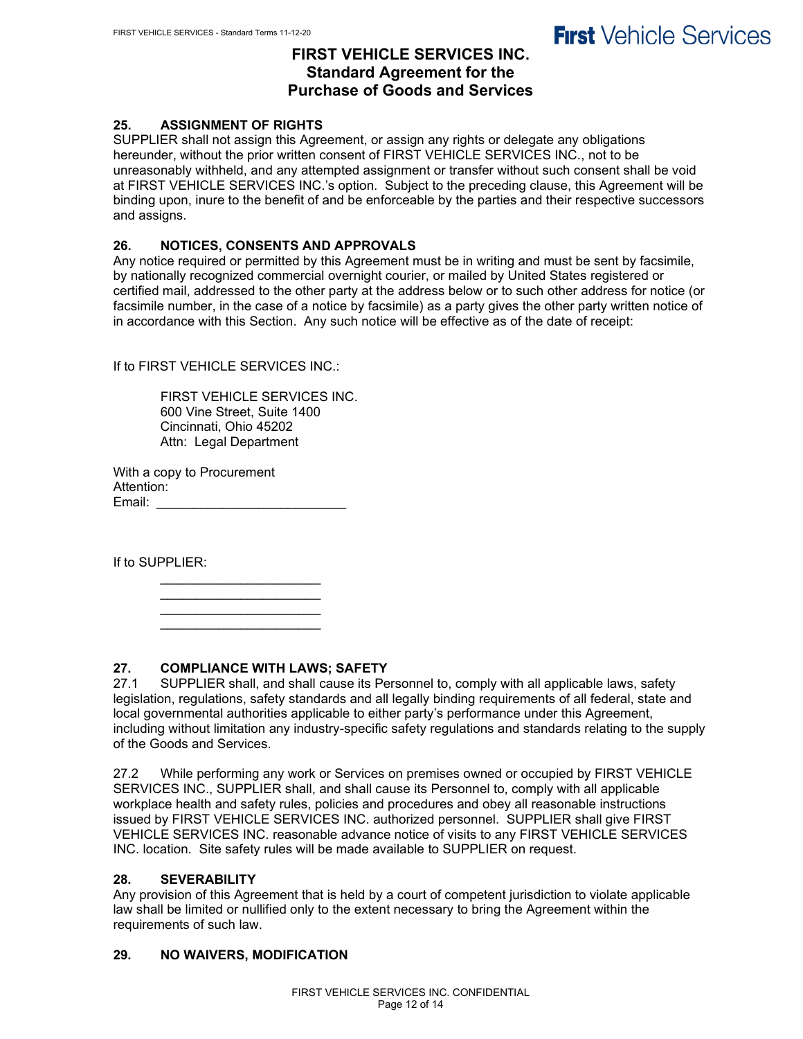# FIRST VEHICLE SERVICES INC.
## Standard Agreement for the Purchase of Goods and Services

### 25. ASSIGNMENT OF RIGHTS

SUPPLIER shall not assign this Agreement, or assign any rights or delegate any obligations hereunder, without the prior written consent of FIRST VEHICLE SERVICES INC., not to be unreasonably withheld, and any attempted assignment or transfer without such consent shall be void at FIRST VEHICLE SERVICES INC.'s option. Subject to the preceding clause, this Agreement will be binding upon, inure to the benefit of and be enforceable by the parties and their respective successors and assigns.

### 26. NOTICES, CONSENTS AND APPROVALS

Any notice required or permitted by this Agreement must be in writing and must be sent by facsimile, by nationally recognized commercial overnight courier, or mailed by United States registered or certified mail, addressed to the other party at the address below or to such other address for notice (or facsimile number, in the case of a notice by facsimile) as a party gives the other party written notice of in accordance with this Section. Any such notice will be effective as of the date of receipt:

If to FIRST VEHICLE SERVICES INC.:

FIRST VEHICLE SERVICES INC.
600 Vine Street, Suite 1400
Cincinnati, Ohio 45202
Attn: Legal Department

With a copy to Procurement
Attention:
Email: __________________________

If to SUPPLIER:

______________________
______________________
______________________
______________________

### 27. COMPLIANCE WITH LAWS; SAFETY

27.1 SUPPLIER shall, and shall cause its Personnel to, comply with all applicable laws, safety legislation, regulations, safety standards and all legally binding requirements of all federal, state and local governmental authorities applicable to either party's performance under this Agreement, including without limitation any industry-specific safety regulations and standards relating to the supply of the Goods and Services.

27.2 While performing any work or Services on premises owned or occupied by FIRST VEHICLE SERVICES INC., SUPPLIER shall, and shall cause its Personnel to, comply with all applicable workplace health and safety rules, policies and procedures and obey all reasonable instructions issued by FIRST VEHICLE SERVICES INC. authorized personnel. SUPPLIER shall give FIRST VEHICLE SERVICES INC. reasonable advance notice of visits to any FIRST VEHICLE SERVICES INC. location. Site safety rules will be made available to SUPPLIER on request.

### 28. SEVERABILITY

Any provision of this Agreement that is held by a court of competent jurisdiction to violate applicable law shall be limited or nullified only to the extent necessary to bring the Agreement within the requirements of such law.

### 29. NO WAIVERS, MODIFICATION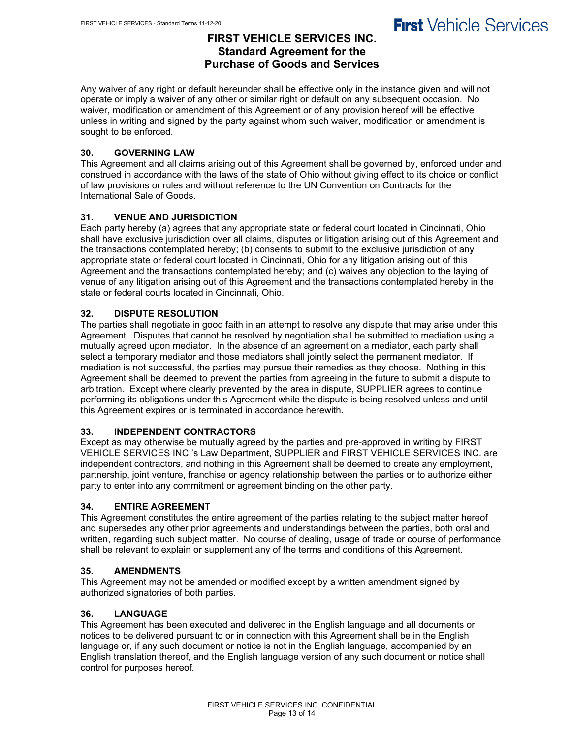Any waiver of any right or default hereunder shall be effective only in the instance given and will not operate or imply a waiver of any other or similar right or default on any subsequent occasion. No waiver, modification or amendment of this Agreement or of any provision hereof will be effective unless in writing and signed by the party against whom such waiver, modification or amendment is sought to be enforced.

### 30. GOVERNING LAW

This Agreement and all claims arising out of this Agreement shall be governed by, enforced under and construed in accordance with the laws of the state of Ohio without giving effect to its choice or conflict of law provisions or rules and without reference to the UN Convention on Contracts for the International Sale of Goods.

### 31. VENUE AND JURISDICTION

Each party hereby (a) agrees that any appropriate state or federal court located in Cincinnati, Ohio shall have exclusive jurisdiction over all claims, disputes or litigation arising out of this Agreement and the transactions contemplated hereby; (b) consents to submit to the exclusive jurisdiction of any appropriate state or federal court located in Cincinnati, Ohio for any litigation arising out of this Agreement and the transactions contemplated hereby; and (c) waives any objection to the laying of venue of any litigation arising out of this Agreement and the transactions contemplated hereby in the state or federal courts located in Cincinnati, Ohio.

### 32. DISPUTE RESOLUTION

The parties shall negotiate in good faith in an attempt to resolve any dispute that may arise under this Agreement. Disputes that cannot be resolved by negotiation shall be submitted to mediation using a mutually agreed upon mediator. In the absence of an agreement on a mediator, each party shall select a temporary mediator and those mediators shall jointly select the permanent mediator. If mediation is not successful, the parties may pursue their remedies as they choose. Nothing in this Agreement shall be deemed to prevent the parties from agreeing in the future to submit a dispute to arbitration. Except where clearly prevented by the area in dispute, SUPPLIER agrees to continue performing its obligations under this Agreement while the dispute is being resolved unless and until this Agreement expires or is terminated in accordance herewith.

### 33. INDEPENDENT CONTRACTORS

Except as may otherwise be mutually agreed by the parties and pre-approved in writing by FIRST VEHICLE SERVICES INC.'s Law Department, SUPPLIER and FIRST VEHICLE SERVICES INC. are independent contractors, and nothing in this Agreement shall be deemed to create any employment, partnership, joint venture, franchise or agency relationship between the parties or to authorize either party to enter into any commitment or agreement binding on the other party.

### 34. ENTIRE AGREEMENT

This Agreement constitutes the entire agreement of the parties relating to the subject matter hereof and supersedes any other prior agreements and understandings between the parties, both oral and written, regarding such subject matter. No course of dealing, usage of trade or course of performance shall be relevant to explain or supplement any of the terms and conditions of this Agreement.

### 35. AMENDMENTS

This Agreement may not be amended or modified except by a written amendment signed by authorized signatories of both parties.

### 36. LANGUAGE

This Agreement has been executed and delivered in the English language and all documents or notices to be delivered pursuant to or in connection with this Agreement shall be in the English language or, if any such document or notice is not in the English language, accompanied by an English translation thereof, and the English language version of any such document or notice shall control for purposes hereof.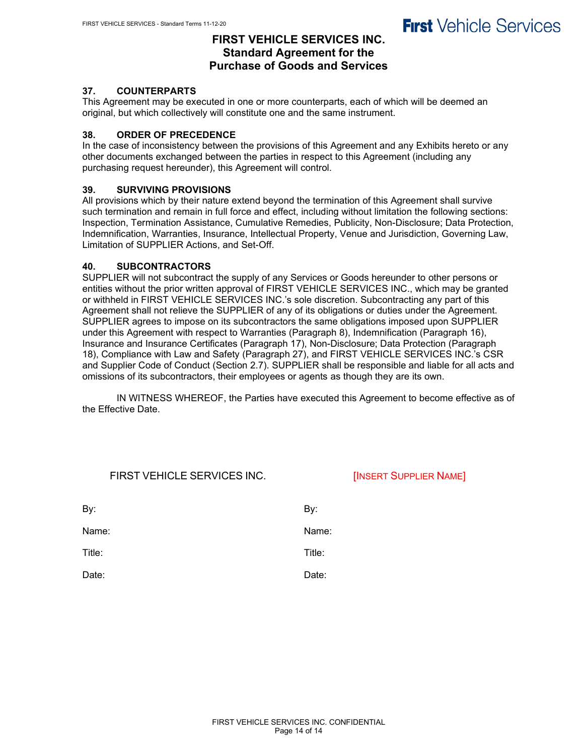# FIRST VEHICLE SERVICES INC.
# Standard Agreement for the Purchase of Goods and Services

### 37. COUNTERPARTS

This Agreement may be executed in one or more counterparts, each of which will be deemed an original, but which collectively will constitute one and the same instrument.

### 38. ORDER OF PRECEDENCE

In the case of inconsistency between the provisions of this Agreement and any Exhibits hereto or any other documents exchanged between the parties in respect to this Agreement (including any purchasing request hereunder), this Agreement will control.

### 39. SURVIVING PROVISIONS

All provisions which by their nature extend beyond the termination of this Agreement shall survive such termination and remain in full force and effect, including without limitation the following sections: Inspection, Termination Assistance, Cumulative Remedies, Publicity, Non-Disclosure; Data Protection, Indemnification, Warranties, Insurance, Intellectual Property, Venue and Jurisdiction, Governing Law, Limitation of SUPPLIER Actions, and Set-Off.

### 40. SUBCONTRACTORS

SUPPLIER will not subcontract the supply of any Services or Goods hereunder to other persons or entities without the prior written approval of FIRST VEHICLE SERVICES INC., which may be granted or withheld in FIRST VEHICLE SERVICES INC.'s sole discretion. Subcontracting any part of this Agreement shall not relieve the SUPPLIER of any of its obligations or duties under the Agreement. SUPPLIER agrees to impose on its subcontractors the same obligations imposed upon SUPPLIER under this Agreement with respect to Warranties (Paragraph 8), Indemnification (Paragraph 16), Insurance and Insurance Certificates (Paragraph 17), Non-Disclosure; Data Protection (Paragraph 18), Compliance with Law and Safety (Paragraph 27), and FIRST VEHICLE SERVICES INC.'s CSR and Supplier Code of Conduct (Section 2.7). SUPPLIER shall be responsible and liable for all acts and omissions of its subcontractors, their employees or agents as though they are its own.

IN WITNESS WHEREOF, the Parties have executed this Agreement to become effective as of the Effective Date.

| FIRST VEHICLE SERVICES INC. | [INSERT SUPPLIER NAME] |
|---|---|
| By: | By: |
| Name: | Name: |
| Title: | Title: |
| Date: | Date: |

FIRST VEHICLE SERVICES INC. CONFIDENTIAL